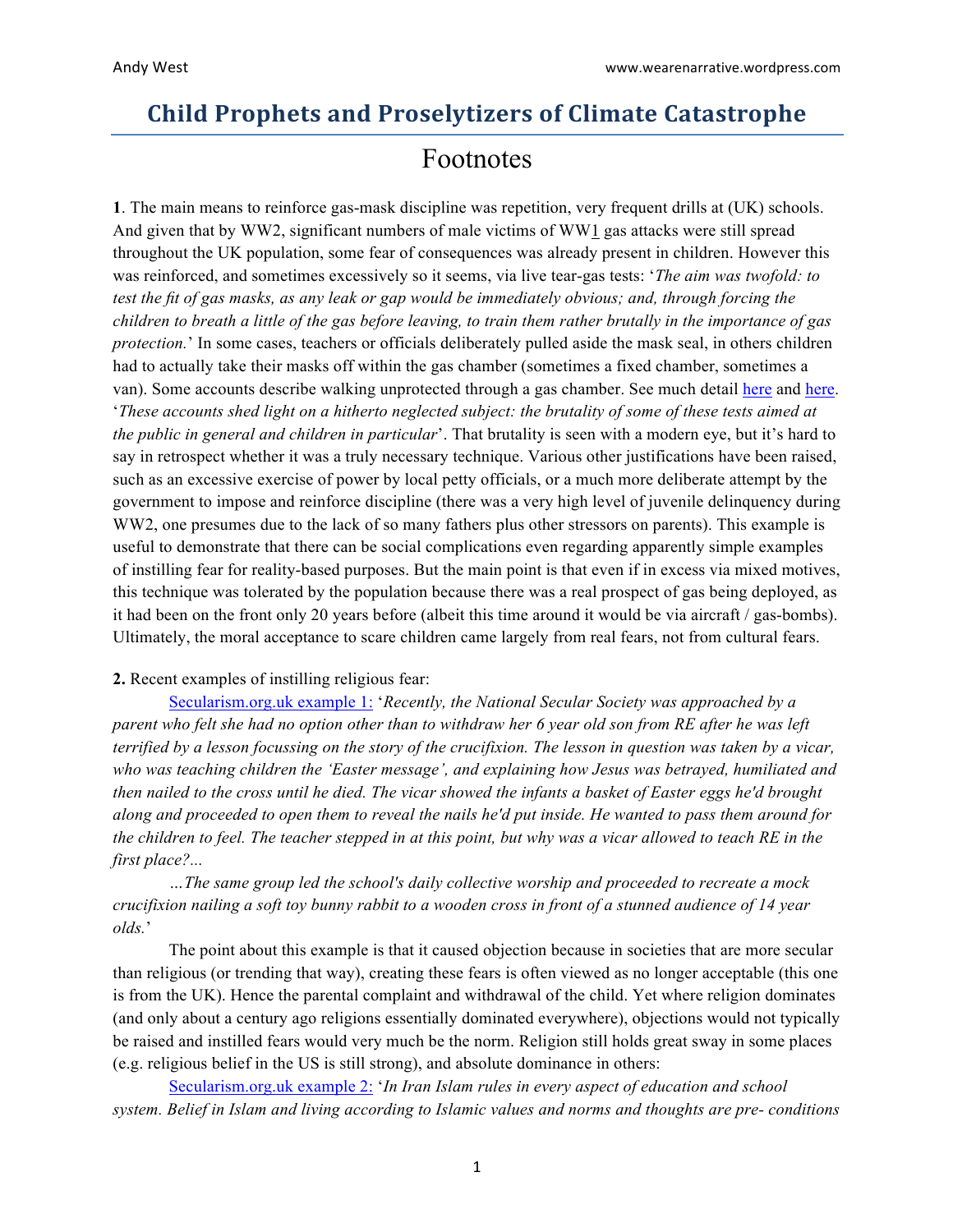# Child Prophets and Proselytizers of Climate Catastrophe

## Footnotes

**1**. The main means to reinforce gas-mask discipline was repetition, very frequent drills at (UK) schools. And given that by WW2, significant numbers of male victims of WW1 gas attacks were still spread throughout the UK population, some fear of consequences was already present in children. However this was reinforced, and sometimes excessively so it seems, via live tear-gas tests: '*The aim was twofold: to test the fit of gas masks, as any leak or gap would be immediately obvious; and, through forcing the children to breath a little of the gas before leaving, to train them rather brutally in the importance of gas protection.*' In some cases, teachers or officials deliberately pulled aside the mask seal, in others children had to actually take their masks off within the gas chamber (sometimes a fixed chamber, sometimes a van). Some accounts describe walking unprotected through a gas chamber. See much detail here and here. '*These accounts shed light on a hitherto neglected subject: the brutality of some of these tests aimed at the public in general and children in particular*'. That brutality is seen with a modern eye, but it's hard to say in retrospect whether it was a truly necessary technique. Various other justifications have been raised, such as an excessive exercise of power by local petty officials, or a much more deliberate attempt by the government to impose and reinforce discipline (there was a very high level of juvenile delinquency during WW2, one presumes due to the lack of so many fathers plus other stressors on parents). This example is useful to demonstrate that there can be social complications even regarding apparently simple examples of instilling fear for reality-based purposes. But the main point is that even if in excess via mixed motives, this technique was tolerated by the population because there was a real prospect of gas being deployed, as it had been on the front only 20 years before (albeit this time around it would be via aircraft / gas-bombs). Ultimately, the moral acceptance to scare children came largely from real fears, not from cultural fears.

**2.** Recent examples of instilling religious fear:

Secularism.org.uk example 1: '*Recently, the National Secular Society was approached by a parent who felt she had no option other than to withdraw her 6 year old son from RE after he was left terrified by a lesson focussing on the story of the crucifixion. The lesson in question was taken by a vicar, who was teaching children the 'Easter message', and explaining how Jesus was betrayed, humiliated and then nailed to the cross until he died. The vicar showed the infants a basket of Easter eggs he'd brought along and proceeded to open them to reveal the nails he'd put inside. He wanted to pass them around for the children to feel. The teacher stepped in at this point, but why was a vicar allowed to teach RE in the first place?...*

*…The same group led the school's daily collective worship and proceeded to recreate a mock crucifixion nailing a soft toy bunny rabbit to a wooden cross in front of a stunned audience of 14 year olds.*'

The point about this example is that it caused objection because in societies that are more secular than religious (or trending that way), creating these fears is often viewed as no longer acceptable (this one is from the UK). Hence the parental complaint and withdrawal of the child. Yet where religion dominates (and only about a century ago religions essentially dominated everywhere), objections would not typically be raised and instilled fears would very much be the norm. Religion still holds great sway in some places (e.g. religious belief in the US is still strong), and absolute dominance in others:

Secularism.org.uk example 2: '*In Iran Islam rules in every aspect of education and school system. Belief in Islam and living according to Islamic values and norms and thoughts are pre- conditions*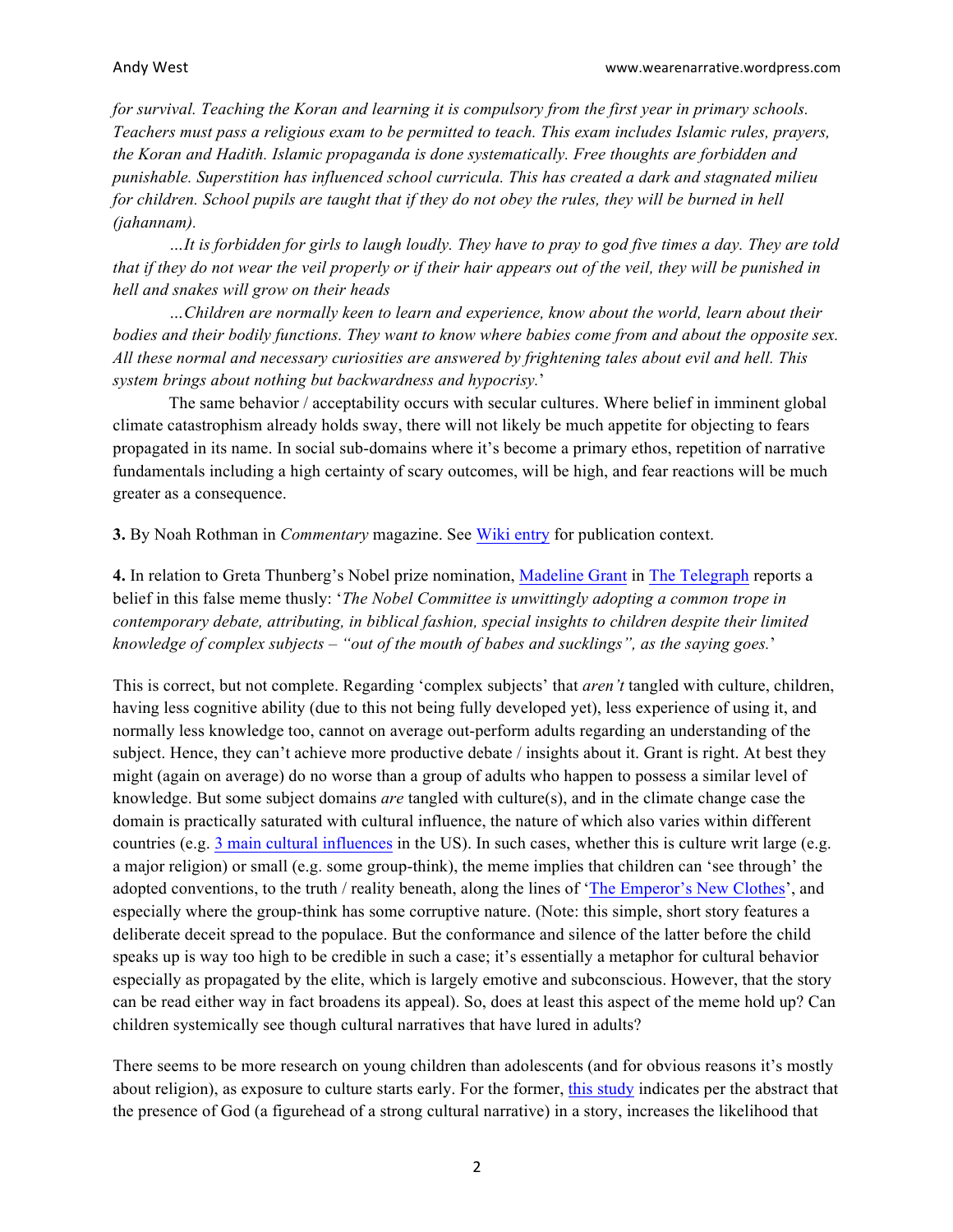*for survival. Teaching the Koran and learning it is compulsory from the first year in primary schools. Teachers must pass a religious exam to be permitted to teach. This exam includes Islamic rules, prayers, the Koran and Hadith. Islamic propaganda is done systematically. Free thoughts are forbidden and punishable. Superstition has influenced school curricula. This has created a dark and stagnated milieu for children. School pupils are taught that if they do not obey the rules, they will be burned in hell (jahannam).*

*…It is forbidden for girls to laugh loudly. They have to pray to god five times a day. They are told that if they do not wear the veil properly or if their hair appears out of the veil, they will be punished in hell and snakes will grow on their heads*

*…Children are normally keen to learn and experience, know about the world, learn about their bodies and their bodily functions. They want to know where babies come from and about the opposite sex. All these normal and necessary curiosities are answered by frightening tales about evil and hell. This system brings about nothing but backwardness and hypocrisy.*'

The same behavior / acceptability occurs with secular cultures. Where belief in imminent global climate catastrophism already holds sway, there will not likely be much appetite for objecting to fears propagated in its name. In social sub-domains where it's become a primary ethos, repetition of narrative fundamentals including a high certainty of scary outcomes, will be high, and fear reactions will be much greater as a consequence.

**3.** By Noah Rothman in *Commentary* magazine. See Wiki entry for publication context.

**4.** In relation to Greta Thunberg's Nobel prize nomination, Madeline Grant in The Telegraph reports a belief in this false meme thusly: '*The Nobel Committee is unwittingly adopting a common trope in contemporary debate, attributing, in biblical fashion, special insights to children despite their limited knowledge of complex subjects – "out of the mouth of babes and sucklings", as the saying goes.*'

This is correct, but not complete. Regarding 'complex subjects' that *aren't* tangled with culture, children, having less cognitive ability (due to this not being fully developed yet), less experience of using it, and normally less knowledge too, cannot on average out-perform adults regarding an understanding of the subject. Hence, they can't achieve more productive debate / insights about it. Grant is right. At best they might (again on average) do no worse than a group of adults who happen to possess a similar level of knowledge. But some subject domains *are* tangled with culture(s), and in the climate change case the domain is practically saturated with cultural influence, the nature of which also varies within different countries (e.g. 3 main cultural influences in the US). In such cases, whether this is culture writ large (e.g. a major religion) or small (e.g. some group-think), the meme implies that children can 'see through' the adopted conventions, to the truth / reality beneath, along the lines of 'The Emperor's New Clothes', and especially where the group-think has some corruptive nature. (Note: this simple, short story features a deliberate deceit spread to the populace. But the conformance and silence of the latter before the child speaks up is way too high to be credible in such a case; it's essentially a metaphor for cultural behavior especially as propagated by the elite, which is largely emotive and subconscious. However, that the story can be read either way in fact broadens its appeal). So, does at least this aspect of the meme hold up? Can children systemically see though cultural narratives that have lured in adults?

There seems to be more research on young children than adolescents (and for obvious reasons it's mostly about religion), as exposure to culture starts early. For the former, this study indicates per the abstract that the presence of God (a figurehead of a strong cultural narrative) in a story, increases the likelihood that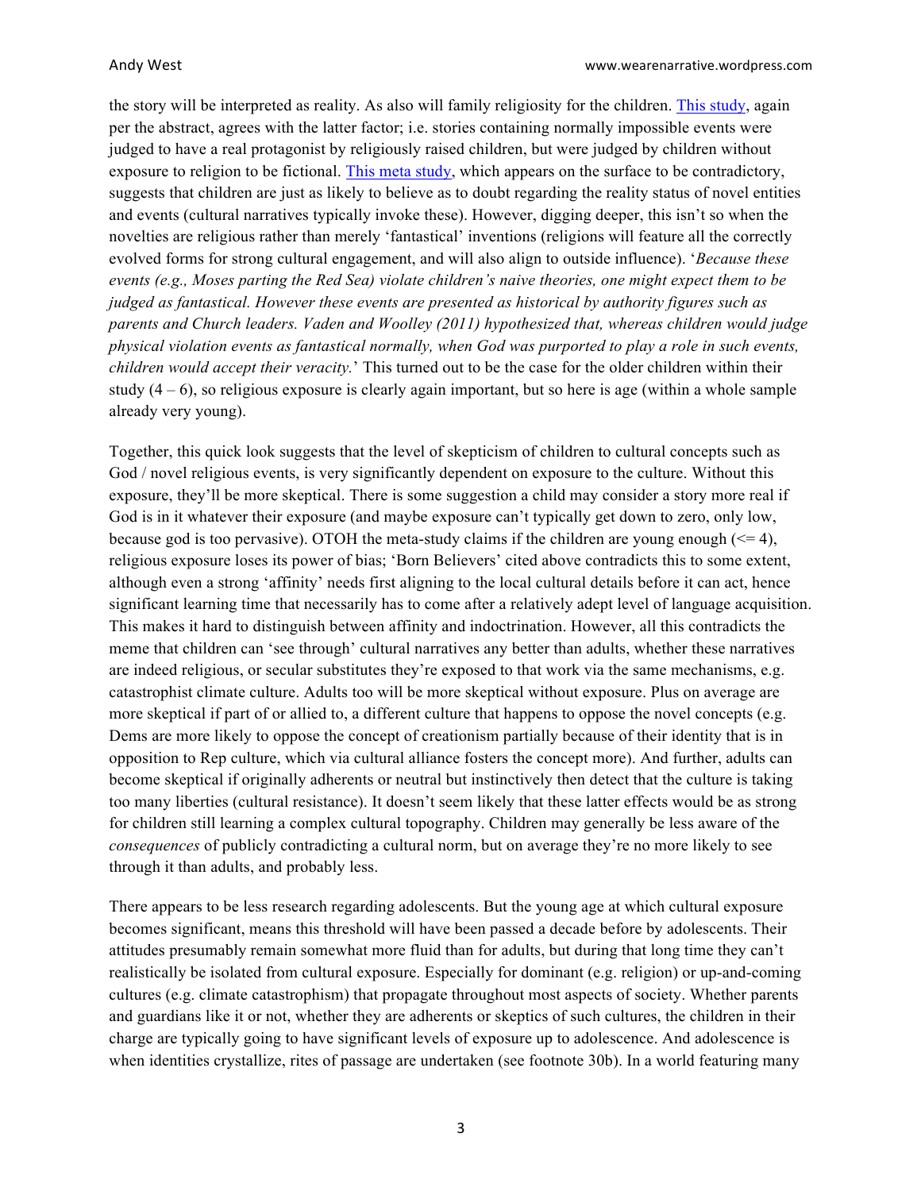the story will be interpreted as reality. As also will family religiosity for the children. [This study](), again per the abstract, agrees with the latter factor; i.e. stories containing normally impossible events were judged to have a real protagonist by religiously raised children, but were judged by children without exposure to religion to be fictional. [This meta study](), which appears on the surface to be contradictory, suggests that children are just as likely to believe as to doubt regarding the reality status of novel entities and events (cultural narratives typically invoke these). However, digging deeper, this isn't so when the novelties are religious rather than merely 'fantastical' inventions (religions will feature all the correctly evolved forms for strong cultural engagement, and will also align to outside influence). '*Because these events (e.g., Moses parting the Red Sea) violate children's naive theories, one might expect them to be judged as fantastical. However these events are presented as historical by authority figures such as parents and Church leaders. Vaden and Woolley (2011) hypothesized that, whereas children would judge physical violation events as fantastical normally, when God was purported to play a role in such events, children would accept their veracity.*' This turned out to be the case for the older children within their study (4 – 6), so religious exposure is clearly again important, but so here is age (within a whole sample already very young).

Together, this quick look suggests that the level of skepticism of children to cultural concepts such as God / novel religious events, is very significantly dependent on exposure to the culture. Without this exposure, they'll be more skeptical. There is some suggestion a child may consider a story more real if God is in it whatever their exposure (and maybe exposure can't typically get down to zero, only low, because god is too pervasive). OTOH the meta-study claims if the children are young enough (<= 4), religious exposure loses its power of bias; 'Born Believers' cited above contradicts this to some extent, although even a strong 'affinity' needs first aligning to the local cultural details before it can act, hence significant learning time that necessarily has to come after a relatively adept level of language acquisition. This makes it hard to distinguish between affinity and indoctrination. However, all this contradicts the meme that children can 'see through' cultural narratives any better than adults, whether these narratives are indeed religious, or secular substitutes they're exposed to that work via the same mechanisms, e.g. catastrophist climate culture. Adults too will be more skeptical without exposure. Plus on average are more skeptical if part of or allied to, a different culture that happens to oppose the novel concepts (e.g. Dems are more likely to oppose the concept of creationism partially because of their identity that is in opposition to Rep culture, which via cultural alliance fosters the concept more). And further, adults can become skeptical if originally adherents or neutral but instinctively then detect that the culture is taking too many liberties (cultural resistance). It doesn't seem likely that these latter effects would be as strong for children still learning a complex cultural topography. Children may generally be less aware of the *consequences* of publicly contradicting a cultural norm, but on average they're no more likely to see through it than adults, and probably less.

There appears to be less research regarding adolescents. But the young age at which cultural exposure becomes significant, means this threshold will have been passed a decade before by adolescents. Their attitudes presumably remain somewhat more fluid than for adults, but during that long time they can't realistically be isolated from cultural exposure. Especially for dominant (e.g. religion) or up-and-coming cultures (e.g. climate catastrophism) that propagate throughout most aspects of society. Whether parents and guardians like it or not, whether they are adherents or skeptics of such cultures, the children in their charge are typically going to have significant levels of exposure up to adolescence. And adolescence is when identities crystallize, rites of passage are undertaken (see footnote 30b). In a world featuring many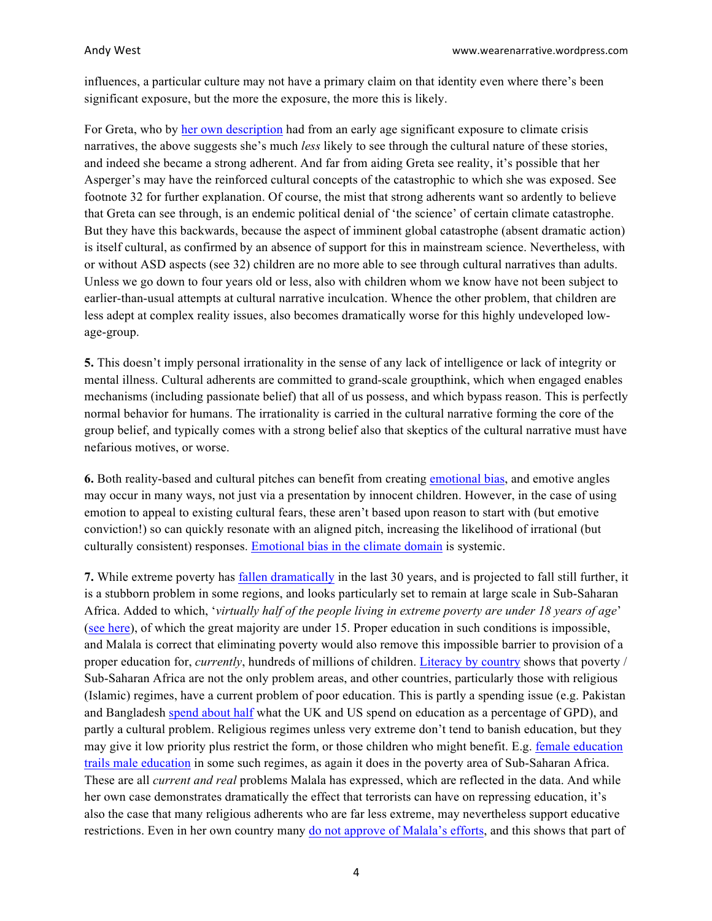influences, a particular culture may not have a primary claim on that identity even where there's been significant exposure, but the more the exposure, the more this is likely.

For Greta, who by her own description had from an early age significant exposure to climate crisis narratives, the above suggests she's much *less* likely to see through the cultural nature of these stories, and indeed she became a strong adherent. And far from aiding Greta see reality, it's possible that her Asperger's may have the reinforced cultural concepts of the catastrophic to which she was exposed. See footnote 32 for further explanation. Of course, the mist that strong adherents want so ardently to believe that Greta can see through, is an endemic political denial of 'the science' of certain climate catastrophe. But they have this backwards, because the aspect of imminent global catastrophe (absent dramatic action) is itself cultural, as confirmed by an absence of support for this in mainstream science. Nevertheless, with or without ASD aspects (see 32) children are no more able to see through cultural narratives than adults. Unless we go down to four years old or less, also with children whom we know have not been subject to earlier-than-usual attempts at cultural narrative inculcation. Whence the other problem, that children are less adept at complex reality issues, also becomes dramatically worse for this highly undeveloped low-age-group.

**5.** This doesn't imply personal irrationality in the sense of any lack of intelligence or lack of integrity or mental illness. Cultural adherents are committed to grand-scale groupthink, which when engaged enables mechanisms (including passionate belief) that all of us possess, and which bypass reason. This is perfectly normal behavior for humans. The irrationality is carried in the cultural narrative forming the core of the group belief, and typically comes with a strong belief also that skeptics of the cultural narrative must have nefarious motives, or worse.

**6.** Both reality-based and cultural pitches can benefit from creating emotional bias, and emotive angles may occur in many ways, not just via a presentation by innocent children. However, in the case of using emotion to appeal to existing cultural fears, these aren't based upon reason to start with (but emotive conviction!) so can quickly resonate with an aligned pitch, increasing the likelihood of irrational (but culturally consistent) responses. Emotional bias in the climate domain is systemic.

**7.** While extreme poverty has fallen dramatically in the last 30 years, and is projected to fall still further, it is a stubborn problem in some regions, and looks particularly set to remain at large scale in Sub-Saharan Africa. Added to which, '*virtually half of the people living in extreme poverty are under 18 years of age*' (see here), of which the great majority are under 15. Proper education in such conditions is impossible, and Malala is correct that eliminating poverty would also remove this impossible barrier to provision of a proper education for, *currently*, hundreds of millions of children. Literacy by country shows that poverty / Sub-Saharan Africa are not the only problem areas, and other countries, particularly those with religious (Islamic) regimes, have a current problem of poor education. This is partly a spending issue (e.g. Pakistan and Bangladesh spend about half what the UK and US spend on education as a percentage of GPD), and partly a cultural problem. Religious regimes unless very extreme don't tend to banish education, but they may give it low priority plus restrict the form, or those children who might benefit. E.g. female education trails male education in some such regimes, as again it does in the poverty area of Sub-Saharan Africa. These are all *current and real* problems Malala has expressed, which are reflected in the data. And while her own case demonstrates dramatically the effect that terrorists can have on repressing education, it's also the case that many religious adherents who are far less extreme, may nevertheless support educative restrictions. Even in her own country many do not approve of Malala's efforts, and this shows that part of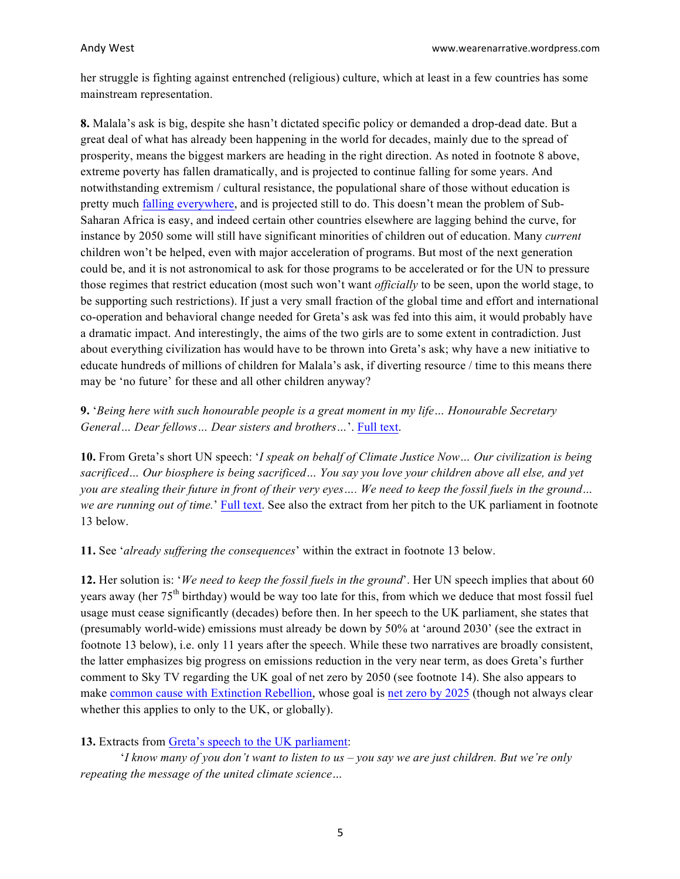her struggle is fighting against entrenched (religious) culture, which at least in a few countries has some mainstream representation.

**8.** Malala's ask is big, despite she hasn't dictated specific policy or demanded a drop-dead date. But a great deal of what has already been happening in the world for decades, mainly due to the spread of prosperity, means the biggest markers are heading in the right direction. As noted in footnote 8 above, extreme poverty has fallen dramatically, and is projected to continue falling for some years. And notwithstanding extremism / cultural resistance, the populational share of those without education is pretty much falling everywhere, and is projected still to do. This doesn't mean the problem of Sub-Saharan Africa is easy, and indeed certain other countries elsewhere are lagging behind the curve, for instance by 2050 some will still have significant minorities of children out of education. Many *current* children won't be helped, even with major acceleration of programs. But most of the next generation could be, and it is not astronomical to ask for those programs to be accelerated or for the UN to pressure those regimes that restrict education (most such won't want *officially* to be seen, upon the world stage, to be supporting such restrictions). If just a very small fraction of the global time and effort and international co-operation and behavioral change needed for Greta's ask was fed into this aim, it would probably have a dramatic impact. And interestingly, the aims of the two girls are to some extent in contradiction. Just about everything civilization has would have to be thrown into Greta's ask; why have a new initiative to educate hundreds of millions of children for Malala's ask, if diverting resource / time to this means there may be 'no future' for these and all other children anyway?

**9.** '*Being here with such honourable people is a great moment in my life… Honourable Secretary General… Dear fellows… Dear sisters and brothers…*'. Full text.

**10.** From Greta's short UN speech: '*I speak on behalf of Climate Justice Now… Our civilization is being sacrificed… Our biosphere is being sacrificed… You say you love your children above all else, and yet you are stealing their future in front of their very eyes…. We need to keep the fossil fuels in the ground… we are running out of time.*' Full text. See also the extract from her pitch to the UK parliament in footnote 13 below.

**11.** See '*already suffering the consequences*' within the extract in footnote 13 below.

**12.** Her solution is: '*We need to keep the fossil fuels in the ground*'. Her UN speech implies that about 60 years away (her 75th birthday) would be way too late for this, from which we deduce that most fossil fuel usage must cease significantly (decades) before then. In her speech to the UK parliament, she states that (presumably world-wide) emissions must already be down by 50% at 'around 2030' (see the extract in footnote 13 below), i.e. only 11 years after the speech. While these two narratives are broadly consistent, the latter emphasizes big progress on emissions reduction in the very near term, as does Greta's further comment to Sky TV regarding the UK goal of net zero by 2050 (see footnote 14). She also appears to make common cause with Extinction Rebellion, whose goal is net zero by 2025 (though not always clear whether this applies to only to the UK, or globally).

**13.** Extracts from Greta's speech to the UK parliament:

'*I know many of you don't want to listen to us – you say we are just children. But we're only repeating the message of the united climate science…*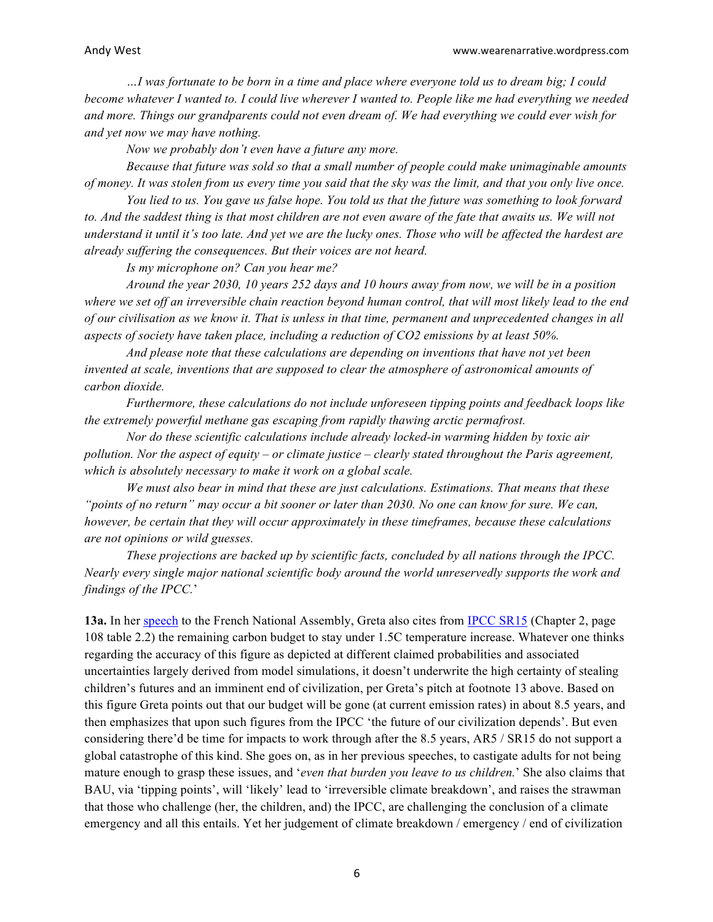*…I was fortunate to be born in a time and place where everyone told us to dream big; I could become whatever I wanted to. I could live wherever I wanted to. People like me had everything we needed and more. Things our grandparents could not even dream of. We had everything we could ever wish for and yet now we may have nothing.*

*Now we probably don't even have a future any more.*

*Because that future was sold so that a small number of people could make unimaginable amounts of money. It was stolen from us every time you said that the sky was the limit, and that you only live once.*

*You lied to us. You gave us false hope. You told us that the future was something to look forward to. And the saddest thing is that most children are not even aware of the fate that awaits us. We will not understand it until it's too late. And yet we are the lucky ones. Those who will be affected the hardest are already suffering the consequences. But their voices are not heard.*

*Is my microphone on? Can you hear me?*

*Around the year 2030, 10 years 252 days and 10 hours away from now, we will be in a position where we set off an irreversible chain reaction beyond human control, that will most likely lead to the end of our civilisation as we know it. That is unless in that time, permanent and unprecedented changes in all aspects of society have taken place, including a reduction of $CO_2$ emissions by at least 50%.*

*And please note that these calculations are depending on inventions that have not yet been invented at scale, inventions that are supposed to clear the atmosphere of astronomical amounts of carbon dioxide.*

*Furthermore, these calculations do not include unforeseen tipping points and feedback loops like the extremely powerful methane gas escaping from rapidly thawing arctic permafrost.*

*Nor do these scientific calculations include already locked-in warming hidden by toxic air pollution. Nor the aspect of equity – or climate justice – clearly stated throughout the Paris agreement, which is absolutely necessary to make it work on a global scale.*

*We must also bear in mind that these are just calculations. Estimations. That means that these "points of no return" may occur a bit sooner or later than 2030. No one can know for sure. We can, however, be certain that they will occur approximately in these timeframes, because these calculations are not opinions or wild guesses.*

*These projections are backed up by scientific facts, concluded by all nations through the IPCC. Nearly every single major national scientific body around the world unreservedly supports the work and findings of the IPCC.*'

**13a.** In her speech to the French National Assembly, Greta also cites from IPCC SR15 (Chapter 2, page 108 table 2.2) the remaining carbon budget to stay under 1.5C temperature increase. Whatever one thinks regarding the accuracy of this figure as depicted at different claimed probabilities and associated uncertainties largely derived from model simulations, it doesn't underwrite the high certainty of stealing children's futures and an imminent end of civilization, per Greta's pitch at footnote 13 above. Based on this figure Greta points out that our budget will be gone (at current emission rates) in about 8.5 years, and then emphasizes that upon such figures from the IPCC 'the future of our civilization depends'. But even considering there'd be time for impacts to work through after the 8.5 years, AR5 / SR15 do not support a global catastrophe of this kind. She goes on, as in her previous speeches, to castigate adults for not being mature enough to grasp these issues, and '*even that burden you leave to us children.*' She also claims that BAU, via 'tipping points', will 'likely' lead to 'irreversible climate breakdown', and raises the strawman that those who challenge (her, the children, and) the IPCC, are challenging the conclusion of a climate emergency and all this entails. Yet her judgement of climate breakdown / emergency / end of civilization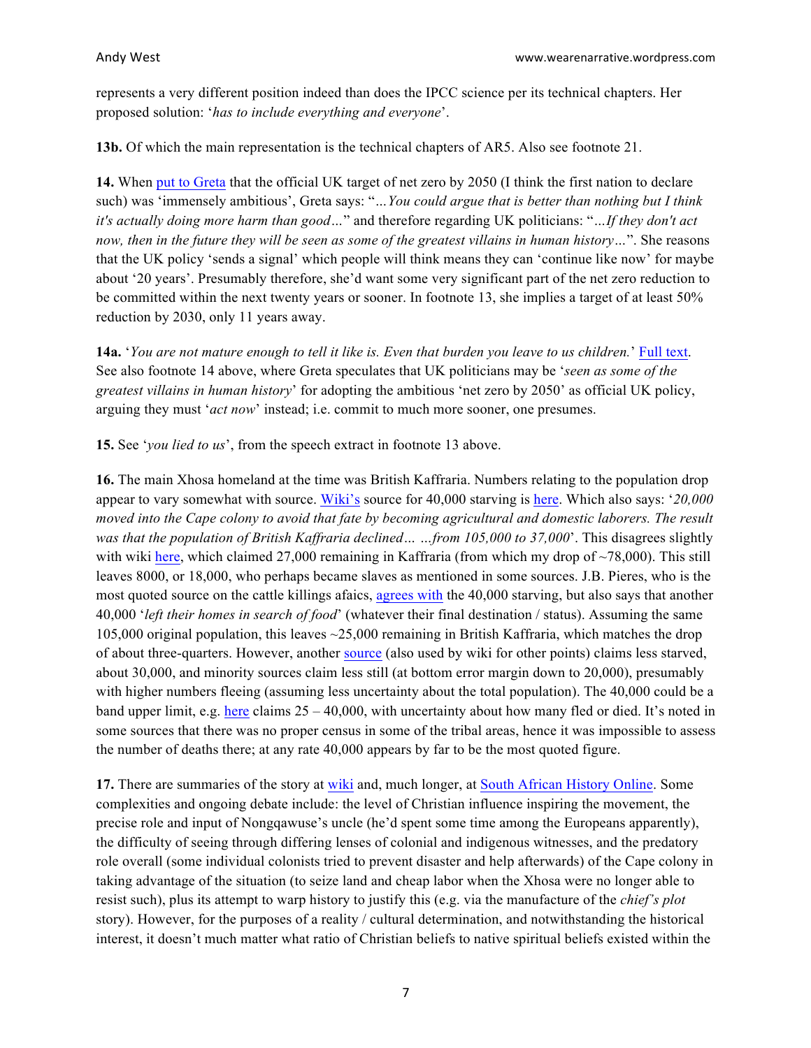represents a very different position indeed than does the IPCC science per its technical chapters. Her proposed solution: '*has to include everything and everyone*'.

**13b.** Of which the main representation is the technical chapters of AR5. Also see footnote 21.

**14.** When put to Greta that the official UK target of net zero by 2050 (I think the first nation to declare such) was 'immensely ambitious', Greta says: "*…You could argue that is better than nothing but I think it's actually doing more harm than good…*" and therefore regarding UK politicians: "*…If they don't act now, then in the future they will be seen as some of the greatest villains in human history…*". She reasons that the UK policy 'sends a signal' which people will think means they can 'continue like now' for maybe about '20 years'. Presumably therefore, she'd want some very significant part of the net zero reduction to be committed within the next twenty years or sooner. In footnote 13, she implies a target of at least 50% reduction by 2030, only 11 years away.

**14a.** '*You are not mature enough to tell it like is. Even that burden you leave to us children.*' Full text. See also footnote 14 above, where Greta speculates that UK politicians may be '*seen as some of the greatest villains in human history*' for adopting the ambitious 'net zero by 2050' as official UK policy, arguing they must '*act now*' instead; i.e. commit to much more sooner, one presumes.

**15.** See '*you lied to us*', from the speech extract in footnote 13 above.

**16.** The main Xhosa homeland at the time was British Kaffraria. Numbers relating to the population drop appear to vary somewhat with source. Wiki's source for 40,000 starving is here. Which also says: '*20,000 moved into the Cape colony to avoid that fate by becoming agricultural and domestic laborers. The result was that the population of British Kaffraria declined… …from 105,000 to 37,000*'. This disagrees slightly with wiki here, which claimed 27,000 remaining in Kaffraria (from which my drop of ~78,000). This still leaves 8000, or 18,000, who perhaps became slaves as mentioned in some sources. J.B. Pieres, who is the most quoted source on the cattle killings afaics, agrees with the 40,000 starving, but also says that another 40,000 '*left their homes in search of food*' (whatever their final destination / status). Assuming the same 105,000 original population, this leaves ~25,000 remaining in British Kaffraria, which matches the drop of about three-quarters. However, another source (also used by wiki for other points) claims less starved, about 30,000, and minority sources claim less still (at bottom error margin down to 20,000), presumably with higher numbers fleeing (assuming less uncertainty about the total population). The 40,000 could be a band upper limit, e.g. here claims 25 – 40,000, with uncertainty about how many fled or died. It's noted in some sources that there was no proper census in some of the tribal areas, hence it was impossible to assess the number of deaths there; at any rate 40,000 appears by far to be the most quoted figure.

**17.** There are summaries of the story at wiki and, much longer, at South African History Online. Some complexities and ongoing debate include: the level of Christian influence inspiring the movement, the precise role and input of Nongqawuse's uncle (he'd spent some time among the Europeans apparently), the difficulty of seeing through differing lenses of colonial and indigenous witnesses, and the predatory role overall (some individual colonists tried to prevent disaster and help afterwards) of the Cape colony in taking advantage of the situation (to seize land and cheap labor when the Xhosa were no longer able to resist such), plus its attempt to warp history to justify this (e.g. via the manufacture of the *chief's plot* story). However, for the purposes of a reality / cultural determination, and notwithstanding the historical interest, it doesn't much matter what ratio of Christian beliefs to native spiritual beliefs existed within the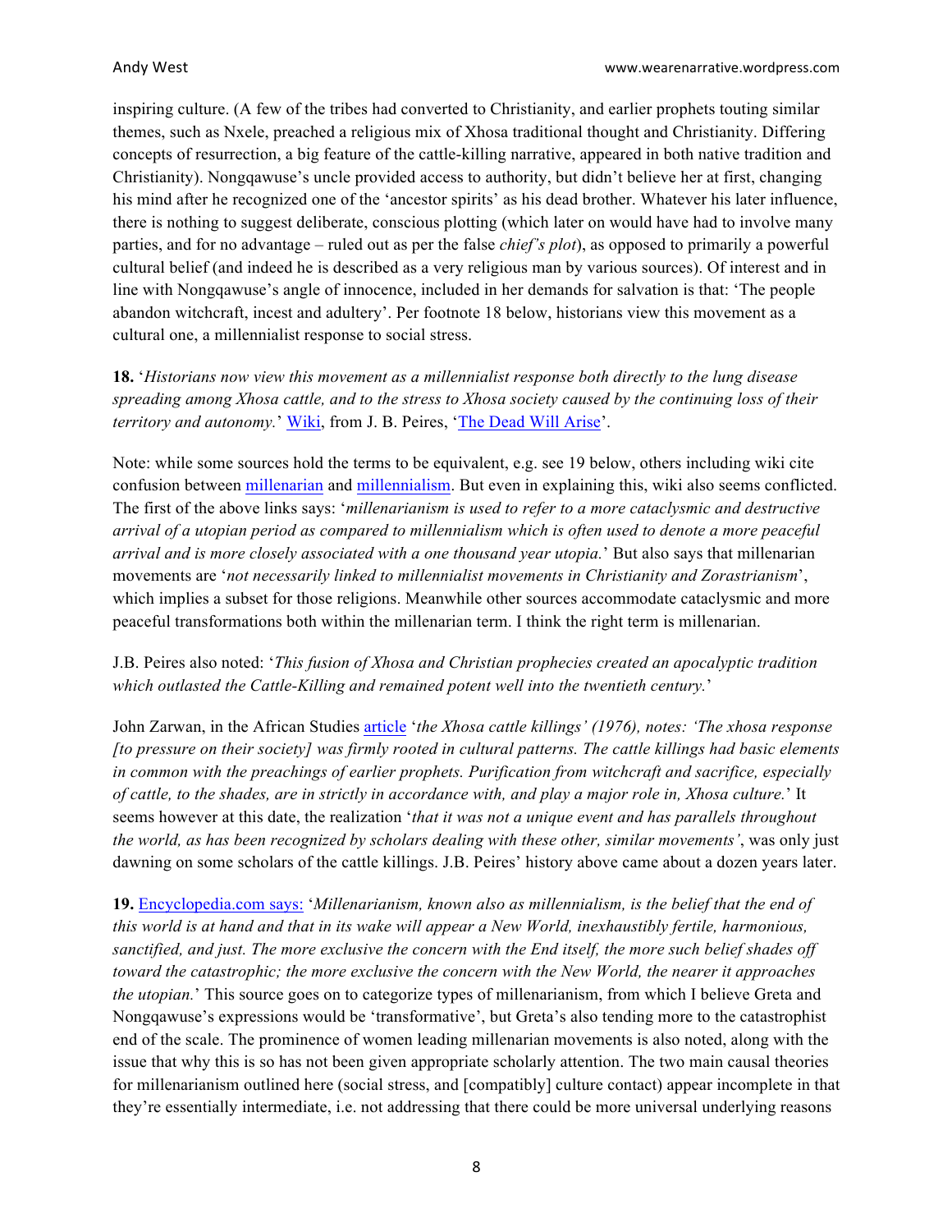inspiring culture. (A few of the tribes had converted to Christianity, and earlier prophets touting similar themes, such as Nxele, preached a religious mix of Xhosa traditional thought and Christianity. Differing concepts of resurrection, a big feature of the cattle-killing narrative, appeared in both native tradition and Christianity). Nongqawuse's uncle provided access to authority, but didn't believe her at first, changing his mind after he recognized one of the 'ancestor spirits' as his dead brother. Whatever his later influence, there is nothing to suggest deliberate, conscious plotting (which later on would have had to involve many parties, and for no advantage – ruled out as per the false *chief's plot*), as opposed to primarily a powerful cultural belief (and indeed he is described as a very religious man by various sources). Of interest and in line with Nongqawuse's angle of innocence, included in her demands for salvation is that: 'The people abandon witchcraft, incest and adultery'. Per footnote 18 below, historians view this movement as a cultural one, a millennialist response to social stress.

**18.** '*Historians now view this movement as a millennialist response both directly to the lung disease spreading among Xhosa cattle, and to the stress to Xhosa society caused by the continuing loss of their territory and autonomy.*' Wiki, from J. B. Peires, 'The Dead Will Arise'.

Note: while some sources hold the terms to be equivalent, e.g. see 19 below, others including wiki cite confusion between millenarian and millennialism. But even in explaining this, wiki also seems conflicted. The first of the above links says: '*millenarianism is used to refer to a more cataclysmic and destructive arrival of a utopian period as compared to millennialism which is often used to denote a more peaceful arrival and is more closely associated with a one thousand year utopia.*' But also says that millenarian movements are '*not necessarily linked to millennialist movements in Christianity and Zorastrianism*', which implies a subset for those religions. Meanwhile other sources accommodate cataclysmic and more peaceful transformations both within the millenarian term. I think the right term is millenarian.

J.B. Peires also noted: '*This fusion of Xhosa and Christian prophecies created an apocalyptic tradition which outlasted the Cattle-Killing and remained potent well into the twentieth century.*'

John Zarwan, in the African Studies article '*the Xhosa cattle killings' (1976), notes: 'The xhosa response [to pressure on their society] was firmly rooted in cultural patterns. The cattle killings had basic elements in common with the preachings of earlier prophets. Purification from witchcraft and sacrifice, especially of cattle, to the shades, are in strictly in accordance with, and play a major role in, Xhosa culture.*' It seems however at this date, the realization '*that it was not a unique event and has parallels throughout the world, as has been recognized by scholars dealing with these other, similar movements'*, was only just dawning on some scholars of the cattle killings. J.B. Peires' history above came about a dozen years later.

**19.** Encyclopedia.com says: '*Millenarianism, known also as millennialism, is the belief that the end of this world is at hand and that in its wake will appear a New World, inexhaustibly fertile, harmonious, sanctified, and just. The more exclusive the concern with the End itself, the more such belief shades off toward the catastrophic; the more exclusive the concern with the New World, the nearer it approaches the utopian.*' This source goes on to categorize types of millenarianism, from which I believe Greta and Nongqawuse's expressions would be 'transformative', but Greta's also tending more to the catastrophist end of the scale. The prominence of women leading millenarian movements is also noted, along with the issue that why this is so has not been given appropriate scholarly attention. The two main causal theories for millenarianism outlined here (social stress, and [compatibly] culture contact) appear incomplete in that they're essentially intermediate, i.e. not addressing that there could be more universal underlying reasons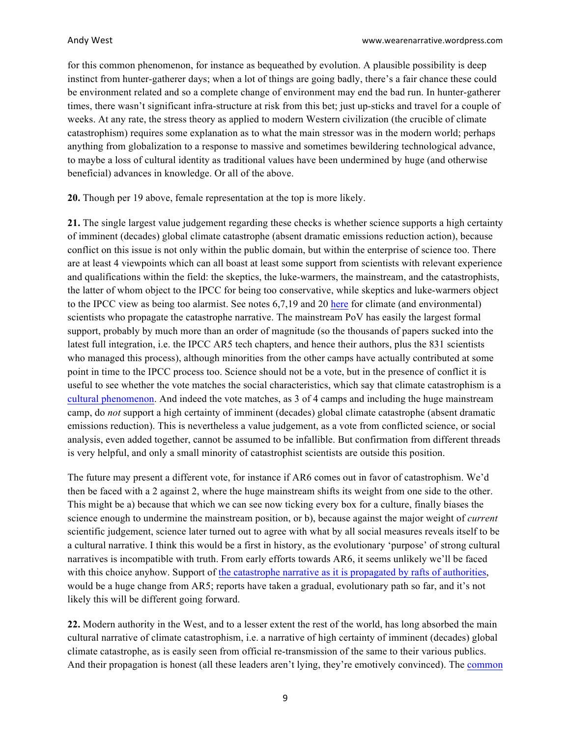for this common phenomenon, for instance as bequeathed by evolution. A plausible possibility is deep instinct from hunter-gatherer days; when a lot of things are going badly, there's a fair chance these could be environment related and so a complete change of environment may end the bad run. In hunter-gatherer times, there wasn't significant infra-structure at risk from this bet; just up-sticks and travel for a couple of weeks. At any rate, the stress theory as applied to modern Western civilization (the crucible of climate catastrophism) requires some explanation as to what the main stressor was in the modern world; perhaps anything from globalization to a response to massive and sometimes bewildering technological advance, to maybe a loss of cultural identity as traditional values have been undermined by huge (and otherwise beneficial) advances in knowledge. Or all of the above.

**20.** Though per 19 above, female representation at the top is more likely.

**21.** The single largest value judgement regarding these checks is whether science supports a high certainty of imminent (decades) global climate catastrophe (absent dramatic emissions reduction action), because conflict on this issue is not only within the public domain, but within the enterprise of science too. There are at least 4 viewpoints which can all boast at least some support from scientists with relevant experience and qualifications within the field: the skeptics, the luke-warmers, the mainstream, and the catastrophists, the latter of whom object to the IPCC for being too conservative, while skeptics and luke-warmers object to the IPCC view as being too alarmist. See notes 6,7,19 and 20 here for climate (and environmental) scientists who propagate the catastrophe narrative. The mainstream PoV has easily the largest formal support, probably by much more than an order of magnitude (so the thousands of papers sucked into the latest full integration, i.e. the IPCC AR5 tech chapters, and hence their authors, plus the 831 scientists who managed this process), although minorities from the other camps have actually contributed at some point in time to the IPCC process too. Science should not be a vote, but in the presence of conflict it is useful to see whether the vote matches the social characteristics, which say that climate catastrophism is a cultural phenomenon. And indeed the vote matches, as 3 of 4 camps and including the huge mainstream camp, do *not* support a high certainty of imminent (decades) global climate catastrophe (absent dramatic emissions reduction). This is nevertheless a value judgement, as a vote from conflicted science, or social analysis, even added together, cannot be assumed to be infallible. But confirmation from different threads is very helpful, and only a small minority of catastrophist scientists are outside this position.

The future may present a different vote, for instance if AR6 comes out in favor of catastrophism. We'd then be faced with a 2 against 2, where the huge mainstream shifts its weight from one side to the other. This might be a) because that which we can see now ticking every box for a culture, finally biases the science enough to undermine the mainstream position, or b), because against the major weight of *current* scientific judgement, science later turned out to agree with what by all social measures reveals itself to be a cultural narrative. I think this would be a first in history, as the evolutionary 'purpose' of strong cultural narratives is incompatible with truth. From early efforts towards AR6, it seems unlikely we'll be faced with this choice anyhow. Support of the catastrophe narrative as it is propagated by rafts of authorities, would be a huge change from AR5; reports have taken a gradual, evolutionary path so far, and it's not likely this will be different going forward.

**22.** Modern authority in the West, and to a lesser extent the rest of the world, has long absorbed the main cultural narrative of climate catastrophism, i.e. a narrative of high certainty of imminent (decades) global climate catastrophe, as is easily seen from official re-transmission of the same to their various publics. And their propagation is honest (all these leaders aren't lying, they're emotively convinced). The common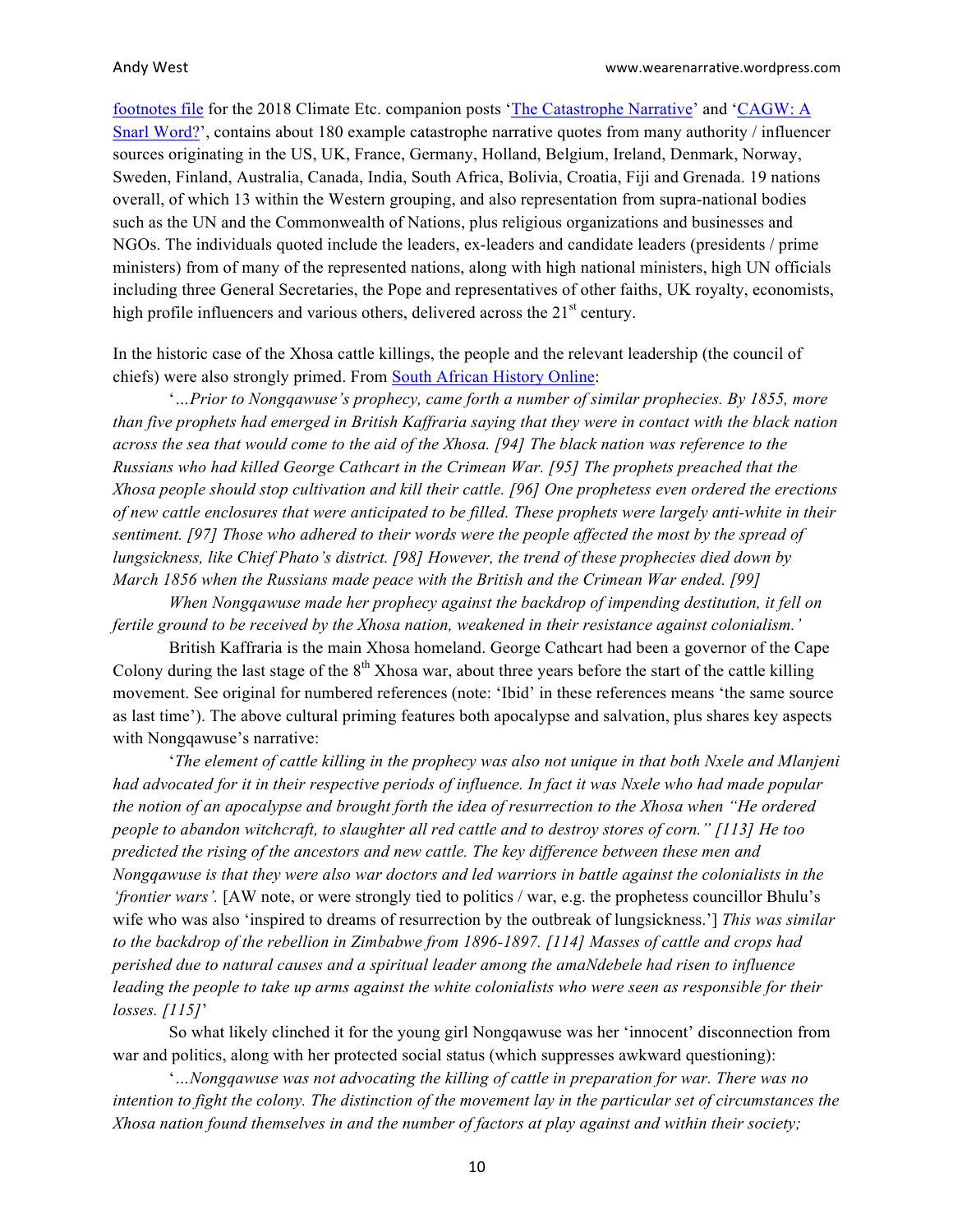footnotes file for the 2018 Climate Etc. companion posts 'The Catastrophe Narrative' and 'CAGW: A Snarl Word?', contains about 180 example catastrophe narrative quotes from many authority / influencer sources originating in the US, UK, France, Germany, Holland, Belgium, Ireland, Denmark, Norway, Sweden, Finland, Australia, Canada, India, South Africa, Bolivia, Croatia, Fiji and Grenada. 19 nations overall, of which 13 within the Western grouping, and also representation from supra-national bodies such as the UN and the Commonwealth of Nations, plus religious organizations and businesses and NGOs. The individuals quoted include the leaders, ex-leaders and candidate leaders (presidents / prime ministers) from of many of the represented nations, along with high national ministers, high UN officials including three General Secretaries, the Pope and representatives of other faiths, UK royalty, economists, high profile influencers and various others, delivered across the 21st century.

In the historic case of the Xhosa cattle killings, the people and the relevant leadership (the council of chiefs) were also strongly primed. From South African History Online:

'*…Prior to Nongqawuse's prophecy, came forth a number of similar prophecies. By 1855, more than five prophets had emerged in British Kaffraria saying that they were in contact with the black nation across the sea that would come to the aid of the Xhosa. [94] The black nation was reference to the Russians who had killed George Cathcart in the Crimean War. [95] The prophets preached that the Xhosa people should stop cultivation and kill their cattle. [96] One prophetess even ordered the erections of new cattle enclosures that were anticipated to be filled. These prophets were largely anti-white in their sentiment. [97] Those who adhered to their words were the people affected the most by the spread of lungsickness, like Chief Phato's district. [98] However, the trend of these prophecies died down by March 1856 when the Russians made peace with the British and the Crimean War ended. [99]*

*When Nongqawuse made her prophecy against the backdrop of impending destitution, it fell on fertile ground to be received by the Xhosa nation, weakened in their resistance against colonialism.*'

British Kaffraria is the main Xhosa homeland. George Cathcart had been a governor of the Cape Colony during the last stage of the 8th Xhosa war, about three years before the start of the cattle killing movement. See original for numbered references (note: 'Ibid' in these references means 'the same source as last time'). The above cultural priming features both apocalypse and salvation, plus shares key aspects with Nongqawuse's narrative:

'*The element of cattle killing in the prophecy was also not unique in that both Nxele and Mlanjeni had advocated for it in their respective periods of influence. In fact it was Nxele who had made popular the notion of an apocalypse and brought forth the idea of resurrection to the Xhosa when "He ordered people to abandon witchcraft, to slaughter all red cattle and to destroy stores of corn." [113] He too predicted the rising of the ancestors and new cattle. The key difference between these men and Nongqawuse is that they were also war doctors and led warriors in battle against the colonialists in the 'frontier wars'.* [AW note, or were strongly tied to politics / war, e.g. the prophetess councillor Bhulu's wife who was also 'inspired to dreams of resurrection by the outbreak of lungsickness.'] *This was similar to the backdrop of the rebellion in Zimbabwe from 1896-1897. [114] Masses of cattle and crops had perished due to natural causes and a spiritual leader among the amaNdebele had risen to influence leading the people to take up arms against the white colonialists who were seen as responsible for their losses. [115]*'

So what likely clinched it for the young girl Nongqawuse was her 'innocent' disconnection from war and politics, along with her protected social status (which suppresses awkward questioning):

'*…Nongqawuse was not advocating the killing of cattle in preparation for war. There was no intention to fight the colony. The distinction of the movement lay in the particular set of circumstances the Xhosa nation found themselves in and the number of factors at play against and within their society;*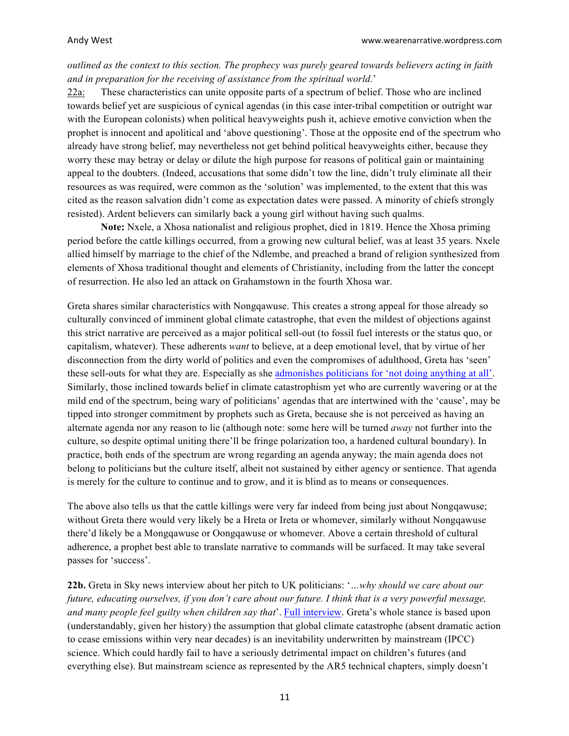*outlined as the context to this section. The prophecy was purely geared towards believers acting in faith and in preparation for the receiving of assistance from the spiritual world.*'

<u>22a:</u> These characteristics can unite opposite parts of a spectrum of belief. Those who are inclined towards belief yet are suspicious of cynical agendas (in this case inter-tribal competition or outright war with the European colonists) when political heavyweights push it, achieve emotive conviction when the prophet is innocent and apolitical and 'above questioning'. Those at the opposite end of the spectrum who already have strong belief, may nevertheless not get behind political heavyweights either, because they worry these may betray or delay or dilute the high purpose for reasons of political gain or maintaining appeal to the doubters. (Indeed, accusations that some didn't tow the line, didn't truly eliminate all their resources as was required, were common as the 'solution' was implemented, to the extent that this was cited as the reason salvation didn't come as expectation dates were passed. A minority of chiefs strongly resisted). Ardent believers can similarly back a young girl without having such qualms.

**Note:** Nxele, a Xhosa nationalist and religious prophet, died in 1819. Hence the Xhosa priming period before the cattle killings occurred, from a growing new cultural belief, was at least 35 years. Nxele allied himself by marriage to the chief of the Ndlembe, and preached a brand of religion synthesized from elements of Xhosa traditional thought and elements of Christianity, including from the latter the concept of resurrection. He also led an attack on Grahamstown in the fourth Xhosa war.

Greta shares similar characteristics with Nongqawuse. This creates a strong appeal for those already so culturally convinced of imminent global climate catastrophe, that even the mildest of objections against this strict narrative are perceived as a major political sell-out (to fossil fuel interests or the status quo, or capitalism, whatever). These adherents *want* to believe, at a deep emotional level, that by virtue of her disconnection from the dirty world of politics and even the compromises of adulthood, Greta has 'seen' these sell-outs for what they are. Especially as she admonishes politicians for 'not doing anything at all'. Similarly, those inclined towards belief in climate catastrophism yet who are currently wavering or at the mild end of the spectrum, being wary of politicians' agendas that are intertwined with the 'cause', may be tipped into stronger commitment by prophets such as Greta, because she is not perceived as having an alternate agenda nor any reason to lie (although note: some here will be turned *away* not further into the culture, so despite optimal uniting there'll be fringe polarization too, a hardened cultural boundary). In practice, both ends of the spectrum are wrong regarding an agenda anyway; the main agenda does not belong to politicians but the culture itself, albeit not sustained by either agency or sentience. That agenda is merely for the culture to continue and to grow, and it is blind as to means or consequences.

The above also tells us that the cattle killings were very far indeed from being just about Nongqawuse; without Greta there would very likely be a Hreta or Ireta or whomever, similarly without Nongqawuse there'd likely be a Mongqawuse or Oongqawuse or whomever. Above a certain threshold of cultural adherence, a prophet best able to translate narrative to commands will be surfaced. It may take several passes for 'success'.

**22b.** Greta in Sky news interview about her pitch to UK politicians: '*…why should we care about our future, educating ourselves, if you don't care about our future. I think that is a very powerful message, and many people feel guilty when children say that*'. Full interview. Greta's whole stance is based upon (understandably, given her history) the assumption that global climate catastrophe (absent dramatic action to cease emissions within very near decades) is an inevitability underwritten by mainstream (IPCC) science. Which could hardly fail to have a seriously detrimental impact on children's futures (and everything else). But mainstream science as represented by the AR5 technical chapters, simply doesn't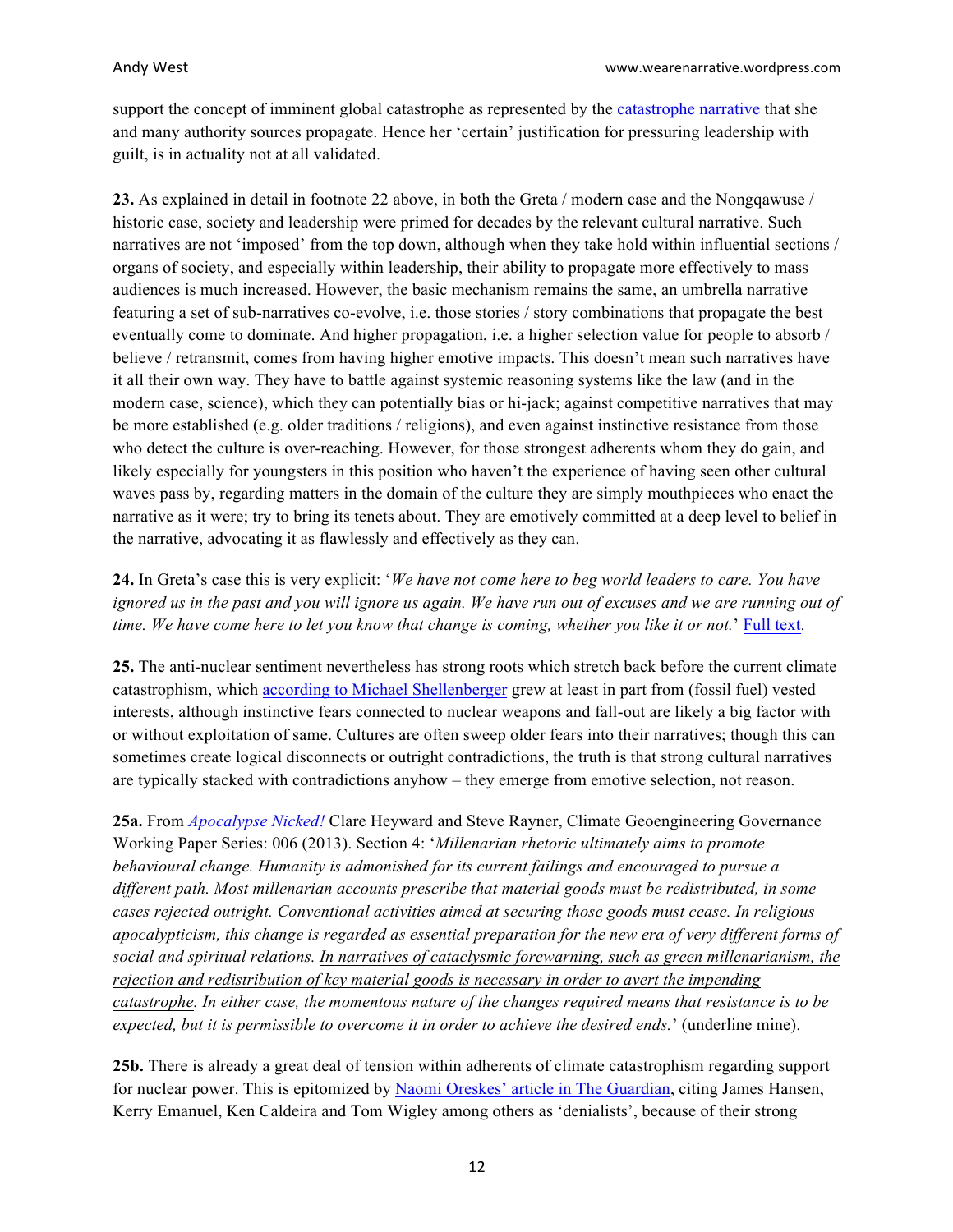support the concept of imminent global catastrophe as represented by the [catastrophe narrative]() that she and many authority sources propagate. Hence her 'certain' justification for pressuring leadership with guilt, is in actuality not at all validated.

**23.** As explained in detail in footnote 22 above, in both the Greta / modern case and the Nongqawuse / historic case, society and leadership were primed for decades by the relevant cultural narrative. Such narratives are not 'imposed' from the top down, although when they take hold within influential sections / organs of society, and especially within leadership, their ability to propagate more effectively to mass audiences is much increased. However, the basic mechanism remains the same, an umbrella narrative featuring a set of sub-narratives co-evolve, i.e. those stories / story combinations that propagate the best eventually come to dominate. And higher propagation, i.e. a higher selection value for people to absorb / believe / retransmit, comes from having higher emotive impacts. This doesn't mean such narratives have it all their own way. They have to battle against systemic reasoning systems like the law (and in the modern case, science), which they can potentially bias or hi-jack; against competitive narratives that may be more established (e.g. older traditions / religions), and even against instinctive resistance from those who detect the culture is over-reaching. However, for those strongest adherents whom they do gain, and likely especially for youngsters in this position who haven't the experience of having seen other cultural waves pass by, regarding matters in the domain of the culture they are simply mouthpieces who enact the narrative as it were; try to bring its tenets about. They are emotively committed at a deep level to belief in the narrative, advocating it as flawlessly and effectively as they can.

**24.** In Greta's case this is very explicit: '*We have not come here to beg world leaders to care. You have ignored us in the past and you will ignore us again. We have run out of excuses and we are running out of time. We have come here to let you know that change is coming, whether you like it or not.*' [Full text]().

**25.** The anti-nuclear sentiment nevertheless has strong roots which stretch back before the current climate catastrophism, which [according to Michael Shellenberger]() grew at least in part from (fossil fuel) vested interests, although instinctive fears connected to nuclear weapons and fall-out are likely a big factor with or without exploitation of same. Cultures are often sweep older fears into their narratives; though this can sometimes create logical disconnects or outright contradictions, the truth is that strong cultural narratives are typically stacked with contradictions anyhow – they emerge from emotive selection, not reason.

**25a.** From [*Apocalypse Nicked!*]() Clare Heyward and Steve Rayner, Climate Geoengineering Governance Working Paper Series: 006 (2013). Section 4: '*Millenarian rhetoric ultimately aims to promote behavioural change. Humanity is admonished for its current failings and encouraged to pursue a different path. Most millenarian accounts prescribe that material goods must be redistributed, in some cases rejected outright. Conventional activities aimed at securing those goods must cease. In religious apocalypticism, this change is regarded as essential preparation for the new era of very different forms of social and spiritual relations. <u>In narratives of cataclysmic forewarning, such as green millenarianism, the rejection and redistribution of key material goods is necessary in order to avert the impending catastrophe</u>. In either case, the momentous nature of the changes required means that resistance is to be expected, but it is permissible to overcome it in order to achieve the desired ends.*' (underline mine).

**25b.** There is already a great deal of tension within adherents of climate catastrophism regarding support for nuclear power. This is epitomized by [Naomi Oreskes' article in The Guardian](), citing James Hansen, Kerry Emanuel, Ken Caldeira and Tom Wigley among others as 'denialists', because of their strong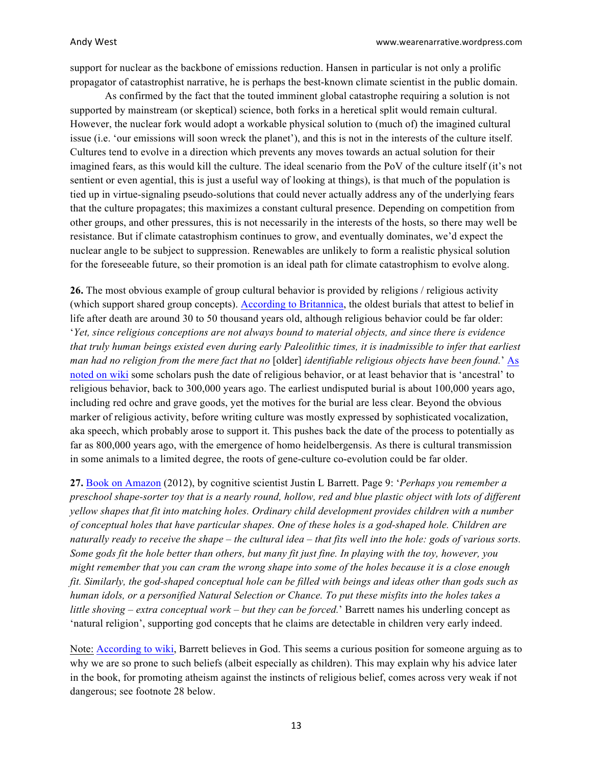support for nuclear as the backbone of emissions reduction. Hansen in particular is not only a prolific propagator of catastrophist narrative, he is perhaps the best-known climate scientist in the public domain.

As confirmed by the fact that the touted imminent global catastrophe requiring a solution is not supported by mainstream (or skeptical) science, both forks in a heretical split would remain cultural. However, the nuclear fork would adopt a workable physical solution to (much of) the imagined cultural issue (i.e. 'our emissions will soon wreck the planet'), and this is not in the interests of the culture itself. Cultures tend to evolve in a direction which prevents any moves towards an actual solution for their imagined fears, as this would kill the culture. The ideal scenario from the PoV of the culture itself (it's not sentient or even agential, this is just a useful way of looking at things), is that much of the population is tied up in virtue-signaling pseudo-solutions that could never actually address any of the underlying fears that the culture propagates; this maximizes a constant cultural presence. Depending on competition from other groups, and other pressures, this is not necessarily in the interests of the hosts, so there may well be resistance. But if climate catastrophism continues to grow, and eventually dominates, we'd expect the nuclear angle to be subject to suppression. Renewables are unlikely to form a realistic physical solution for the foreseeable future, so their promotion is an ideal path for climate catastrophism to evolve along.

**26.** The most obvious example of group cultural behavior is provided by religions / religious activity (which support shared group concepts). According to Britannica, the oldest burials that attest to belief in life after death are around 30 to 50 thousand years old, although religious behavior could be far older: '*Yet, since religious conceptions are not always bound to material objects, and since there is evidence that truly human beings existed even during early Paleolithic times, it is inadmissible to infer that earliest man had no religion from the mere fact that no* [older] *identifiable religious objects have been found.*' As noted on wiki some scholars push the date of religious behavior, or at least behavior that is 'ancestral' to religious behavior, back to 300,000 years ago. The earliest undisputed burial is about 100,000 years ago, including red ochre and grave goods, yet the motives for the burial are less clear. Beyond the obvious marker of religious activity, before writing culture was mostly expressed by sophisticated vocalization, aka speech, which probably arose to support it. This pushes back the date of the process to potentially as far as 800,000 years ago, with the emergence of homo heidelbergensis. As there is cultural transmission in some animals to a limited degree, the roots of gene-culture co-evolution could be far older.

**27.** Book on Amazon (2012), by cognitive scientist Justin L Barrett. Page 9: '*Perhaps you remember a preschool shape-sorter toy that is a nearly round, hollow, red and blue plastic object with lots of different yellow shapes that fit into matching holes. Ordinary child development provides children with a number of conceptual holes that have particular shapes. One of these holes is a god-shaped hole. Children are naturally ready to receive the shape – the cultural idea – that fits well into the hole: gods of various sorts. Some gods fit the hole better than others, but many fit just fine. In playing with the toy, however, you might remember that you can cram the wrong shape into some of the holes because it is a close enough fit. Similarly, the god-shaped conceptual hole can be filled with beings and ideas other than gods such as human idols, or a personified Natural Selection or Chance. To put these misfits into the holes takes a little shoving – extra conceptual work – but they can be forced.*' Barrett names his underling concept as 'natural religion', supporting god concepts that he claims are detectable in children very early indeed.

Note: According to wiki, Barrett believes in God. This seems a curious position for someone arguing as to why we are so prone to such beliefs (albeit especially as children). This may explain why his advice later in the book, for promoting atheism against the instincts of religious belief, comes across very weak if not dangerous; see footnote 28 below.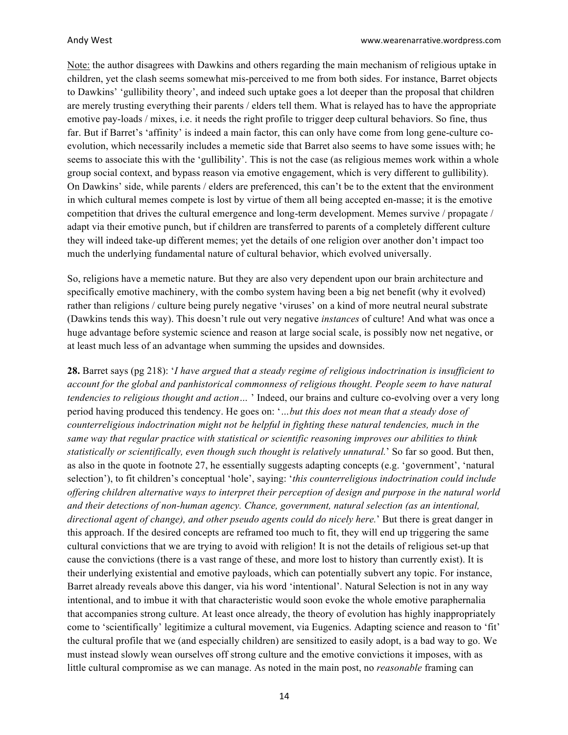Note: the author disagrees with Dawkins and others regarding the main mechanism of religious uptake in children, yet the clash seems somewhat mis-perceived to me from both sides. For instance, Barret objects to Dawkins' 'gullibility theory', and indeed such uptake goes a lot deeper than the proposal that children are merely trusting everything their parents / elders tell them. What is relayed has to have the appropriate emotive pay-loads / mixes, i.e. it needs the right profile to trigger deep cultural behaviors. So fine, thus far. But if Barret's 'affinity' is indeed a main factor, this can only have come from long gene-culture co-evolution, which necessarily includes a memetic side that Barret also seems to have some issues with; he seems to associate this with the 'gullibility'. This is not the case (as religious memes work within a whole group social context, and bypass reason via emotive engagement, which is very different to gullibility). On Dawkins' side, while parents / elders are preferenced, this can't be to the extent that the environment in which cultural memes compete is lost by virtue of them all being accepted en-masse; it is the emotive competition that drives the cultural emergence and long-term development. Memes survive / propagate / adapt via their emotive punch, but if children are transferred to parents of a completely different culture they will indeed take-up different memes; yet the details of one religion over another don't impact too much the underlying fundamental nature of cultural behavior, which evolved universally.

So, religions have a memetic nature. But they are also very dependent upon our brain architecture and specifically emotive machinery, with the combo system having been a big net benefit (why it evolved) rather than religions / culture being purely negative 'viruses' on a kind of more neutral neural substrate (Dawkins tends this way). This doesn't rule out very negative *instances* of culture! And what was once a huge advantage before systemic science and reason at large social scale, is possibly now net negative, or at least much less of an advantage when summing the upsides and downsides.

**28.** Barret says (pg 218): '*I have argued that a steady regime of religious indoctrination is insufficient to account for the global and panhistorical commonness of religious thought. People seem to have natural tendencies to religious thought and action…* ' Indeed, our brains and culture co-evolving over a very long period having produced this tendency. He goes on: '*…but this does not mean that a steady dose of counterreligious indoctrination might not be helpful in fighting these natural tendencies, much in the same way that regular practice with statistical or scientific reasoning improves our abilities to think statistically or scientifically, even though such thought is relatively unnatural.*' So far so good. But then, as also in the quote in footnote 27, he essentially suggests adapting concepts (e.g. 'government', 'natural selection'), to fit children's conceptual 'hole', saying: '*this counterreligious indoctrination could include offering children alternative ways to interpret their perception of design and purpose in the natural world and their detections of non-human agency. Chance, government, natural selection (as an intentional, directional agent of change), and other pseudo agents could do nicely here.*' But there is great danger in this approach. If the desired concepts are reframed too much to fit, they will end up triggering the same cultural convictions that we are trying to avoid with religion! It is not the details of religious set-up that cause the convictions (there is a vast range of these, and more lost to history than currently exist). It is their underlying existential and emotive payloads, which can potentially subvert any topic. For instance, Barret already reveals above this danger, via his word 'intentional'. Natural Selection is not in any way intentional, and to imbue it with that characteristic would soon evoke the whole emotive paraphernalia that accompanies strong culture. At least once already, the theory of evolution has highly inappropriately come to 'scientifically' legitimize a cultural movement, via Eugenics. Adapting science and reason to 'fit' the cultural profile that we (and especially children) are sensitized to easily adopt, is a bad way to go. We must instead slowly wean ourselves off strong culture and the emotive convictions it imposes, with as little cultural compromise as we can manage. As noted in the main post, no *reasonable* framing can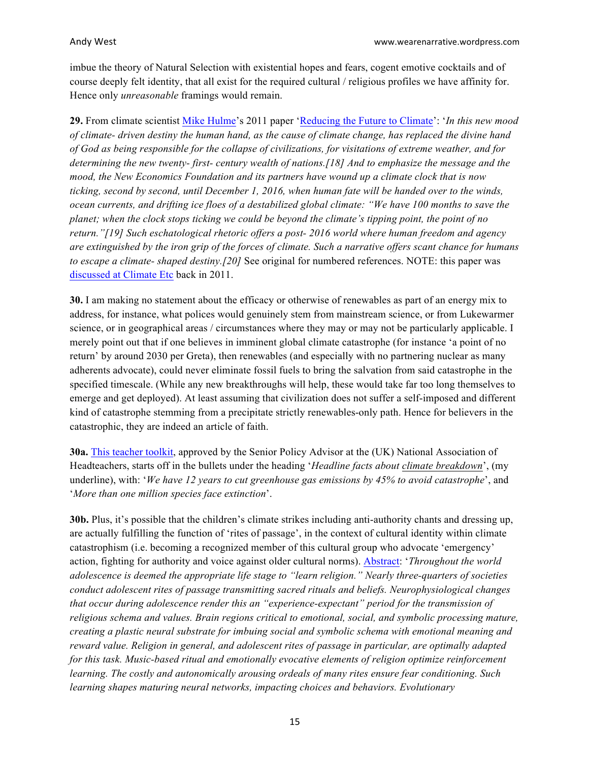imbue the theory of Natural Selection with existential hopes and fears, cogent emotive cocktails and of course deeply felt identity, that all exist for the required cultural / religious profiles we have affinity for. Hence only *unreasonable* framings would remain.

**29.** From climate scientist Mike Hulme's 2011 paper 'Reducing the Future to Climate': '*In this new mood of climate- driven destiny the human hand, as the cause of climate change, has replaced the divine hand of God as being responsible for the collapse of civilizations, for visitations of extreme weather, and for determining the new twenty- first- century wealth of nations.[18] And to emphasize the message and the mood, the New Economics Foundation and its partners have wound up a climate clock that is now ticking, second by second, until December 1, 2016, when human fate will be handed over to the winds, ocean currents, and drifting ice floes of a destabilized global climate: "We have 100 months to save the planet; when the clock stops ticking we could be beyond the climate's tipping point, the point of no return."[19] Such eschatological rhetoric offers a post- 2016 world where human freedom and agency are extinguished by the iron grip of the forces of climate. Such a narrative offers scant chance for humans to escape a climate- shaped destiny.[20]* See original for numbered references. NOTE: this paper was discussed at Climate Etc back in 2011.

**30.** I am making no statement about the efficacy or otherwise of renewables as part of an energy mix to address, for instance, what polices would genuinely stem from mainstream science, or from Lukewarmer science, or in geographical areas / circumstances where they may or may not be particularly applicable. I merely point out that if one believes in imminent global climate catastrophe (for instance 'a point of no return' by around 2030 per Greta), then renewables (and especially with no partnering nuclear as many adherents advocate), could never eliminate fossil fuels to bring the salvation from said catastrophe in the specified timescale. (While any new breakthroughs will help, these would take far too long themselves to emerge and get deployed). At least assuming that civilization does not suffer a self-imposed and different kind of catastrophe stemming from a precipitate strictly renewables-only path. Hence for believers in the catastrophic, they are indeed an article of faith.

**30a.** This teacher toolkit, approved by the Senior Policy Advisor at the (UK) National Association of Headteachers, starts off in the bullets under the heading '*Headline facts about <u>climate breakdown</u>*', (my underline), with: '*We have 12 years to cut greenhouse gas emissions by 45% to avoid catastrophe*', and '*More than one million species face extinction*'.

**30b.** Plus, it's possible that the children's climate strikes including anti-authority chants and dressing up, are actually fulfilling the function of 'rites of passage', in the context of cultural identity within climate catastrophism (i.e. becoming a recognized member of this cultural group who advocate 'emergency' action, fighting for authority and voice against older cultural norms). Abstract: '*Throughout the world adolescence is deemed the appropriate life stage to "learn religion." Nearly three-quarters of societies conduct adolescent rites of passage transmitting sacred rituals and beliefs. Neurophysiological changes that occur during adolescence render this an "experience-expectant" period for the transmission of religious schema and values. Brain regions critical to emotional, social, and symbolic processing mature, creating a plastic neural substrate for imbuing social and symbolic schema with emotional meaning and reward value. Religion in general, and adolescent rites of passage in particular, are optimally adapted for this task. Music-based ritual and emotionally evocative elements of religion optimize reinforcement learning. The costly and autonomically arousing ordeals of many rites ensure fear conditioning. Such learning shapes maturing neural networks, impacting choices and behaviors. Evolutionary*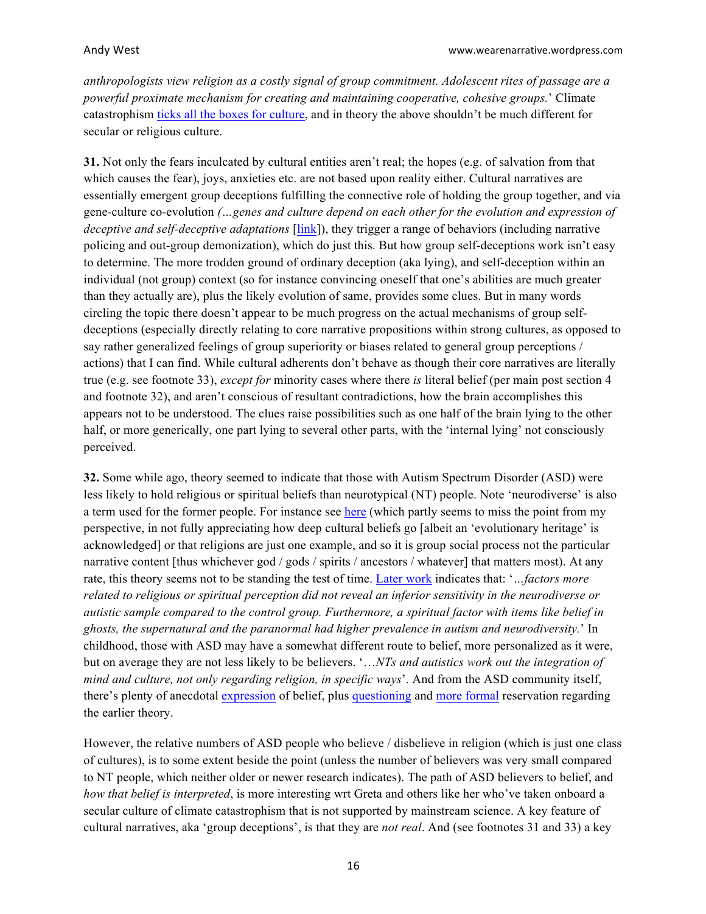*anthropologists view religion as a costly signal of group commitment. Adolescent rites of passage are a powerful proximate mechanism for creating and maintaining cooperative, cohesive groups.*' Climate catastrophism ticks all the boxes for culture, and in theory the above shouldn't be much different for secular or religious culture.

**31.** Not only the fears inculcated by cultural entities aren't real; the hopes (e.g. of salvation from that which causes the fear), joys, anxieties etc. are not based upon reality either. Cultural narratives are essentially emergent group deceptions fulfilling the connective role of holding the group together, and via gene-culture co-evolution *(…genes and culture depend on each other for the evolution and expression of deceptive and self-deceptive adaptations* [link]), they trigger a range of behaviors (including narrative policing and out-group demonization), which do just this. But how group self-deceptions work isn't easy to determine. The more trodden ground of ordinary deception (aka lying), and self-deception within an individual (not group) context (so for instance convincing oneself that one's abilities are much greater than they actually are), plus the likely evolution of same, provides some clues. But in many words circling the topic there doesn't appear to be much progress on the actual mechanisms of group self-deceptions (especially directly relating to core narrative propositions within strong cultures, as opposed to say rather generalized feelings of group superiority or biases related to general group perceptions / actions) that I can find. While cultural adherents don't behave as though their core narratives are literally true (e.g. see footnote 33), *except for* minority cases where there *is* literal belief (per main post section 4 and footnote 32), and aren't conscious of resultant contradictions, how the brain accomplishes this appears not to be understood. The clues raise possibilities such as one half of the brain lying to the other half, or more generically, one part lying to several other parts, with the 'internal lying' not consciously perceived.

**32.** Some while ago, theory seemed to indicate that those with Autism Spectrum Disorder (ASD) were less likely to hold religious or spiritual beliefs than neurotypical (NT) people. Note 'neurodiverse' is also a term used for the former people. For instance see here (which partly seems to miss the point from my perspective, in not fully appreciating how deep cultural beliefs go [albeit an 'evolutionary heritage' is acknowledged] or that religions are just one example, and so it is group social process not the particular narrative content [thus whichever god / gods / spirits / ancestors / whatever] that matters most). At any rate, this theory seems not to be standing the test of time. Later work indicates that: '*…factors more related to religious or spiritual perception did not reveal an inferior sensitivity in the neurodiverse or autistic sample compared to the control group. Furthermore, a spiritual factor with items like belief in ghosts, the supernatural and the paranormal had higher prevalence in autism and neurodiversity.*' In childhood, those with ASD may have a somewhat different route to belief, more personalized as it were, but on average they are not less likely to be believers. '*…NTs and autistics work out the integration of mind and culture, not only regarding religion, in specific ways*'. And from the ASD community itself, there's plenty of anecdotal expression of belief, plus questioning and more formal reservation regarding the earlier theory.

However, the relative numbers of ASD people who believe / disbelieve in religion (which is just one class of cultures), is to some extent beside the point (unless the number of believers was very small compared to NT people, which neither older or newer research indicates). The path of ASD believers to belief, and *how that belief is interpreted*, is more interesting wrt Greta and others like her who've taken onboard a secular culture of climate catastrophism that is not supported by mainstream science. A key feature of cultural narratives, aka 'group deceptions', is that they are *not real*. And (see footnotes 31 and 33) a key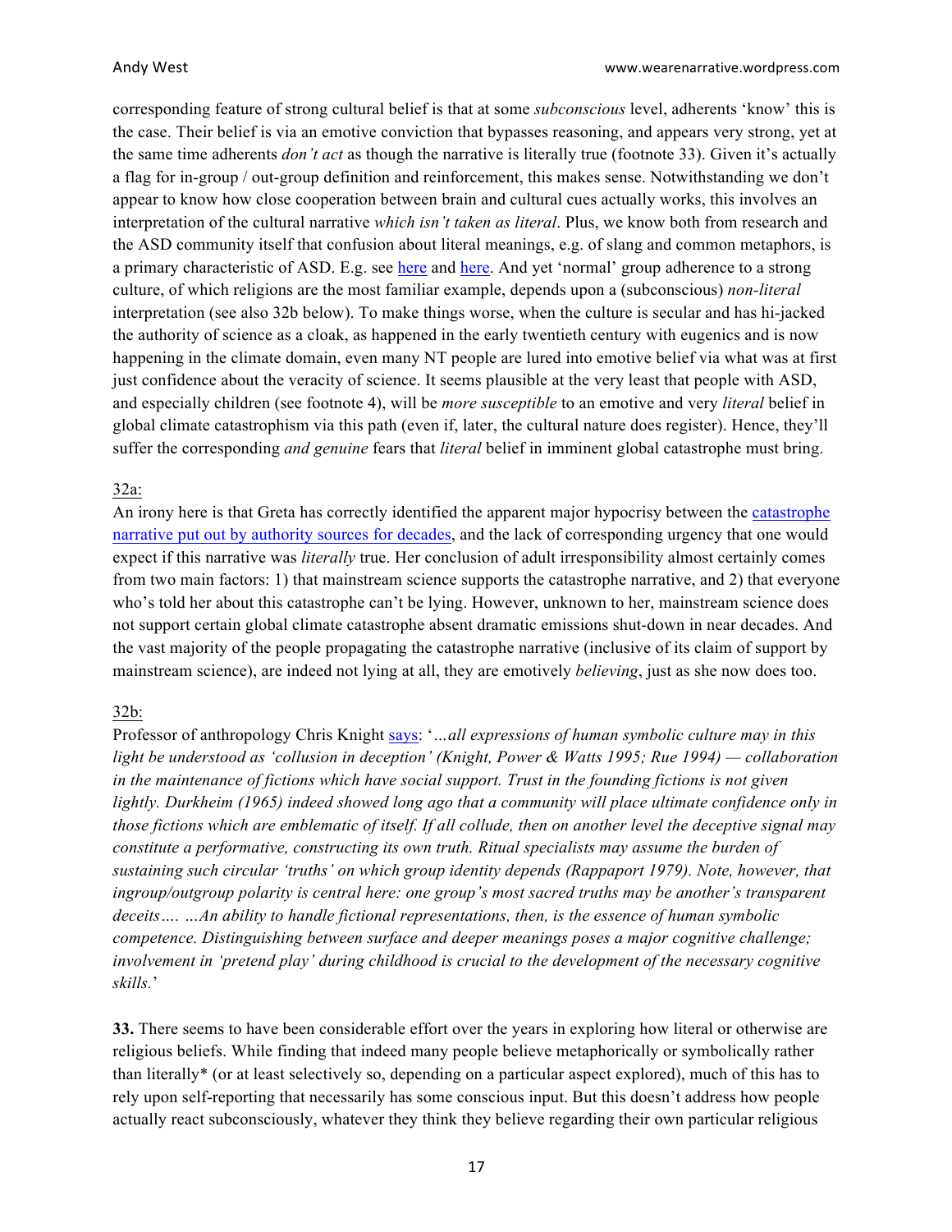corresponding feature of strong cultural belief is that at some *subconscious* level, adherents 'know' this is the case. Their belief is via an emotive conviction that bypasses reasoning, and appears very strong, yet at the same time adherents *don't act* as though the narrative is literally true (footnote 33). Given it's actually a flag for in-group / out-group definition and reinforcement, this makes sense. Notwithstanding we don't appear to know how close cooperation between brain and cultural cues actually works, this involves an interpretation of the cultural narrative *which isn't taken as literal*. Plus, we know both from research and the ASD community itself that confusion about literal meanings, e.g. of slang and common metaphors, is a primary characteristic of ASD. E.g. see here and here. And yet 'normal' group adherence to a strong culture, of which religions are the most familiar example, depends upon a (subconscious) *non-literal* interpretation (see also 32b below). To make things worse, when the culture is secular and has hi-jacked the authority of science as a cloak, as happened in the early twentieth century with eugenics and is now happening in the climate domain, even many NT people are lured into emotive belief via what was at first just confidence about the veracity of science. It seems plausible at the very least that people with ASD, and especially children (see footnote 4), will be *more susceptible* to an emotive and very *literal* belief in global climate catastrophism via this path (even if, later, the cultural nature does register). Hence, they'll suffer the corresponding *and genuine* fears that *literal* belief in imminent global catastrophe must bring.

32a:

An irony here is that Greta has correctly identified the apparent major hypocrisy between the catastrophe narrative put out by authority sources for decades, and the lack of corresponding urgency that one would expect if this narrative was *literally* true. Her conclusion of adult irresponsibility almost certainly comes from two main factors: 1) that mainstream science supports the catastrophe narrative, and 2) that everyone who's told her about this catastrophe can't be lying. However, unknown to her, mainstream science does not support certain global climate catastrophe absent dramatic emissions shut-down in near decades. And the vast majority of the people propagating the catastrophe narrative (inclusive of its claim of support by mainstream science), are indeed not lying at all, they are emotively *believing*, just as she now does too.

32b:

Professor of anthropology Chris Knight says: '*…all expressions of human symbolic culture may in this light be understood as 'collusion in deception' (Knight, Power & Watts 1995; Rue 1994) — collaboration in the maintenance of fictions which have social support. Trust in the founding fictions is not given lightly. Durkheim (1965) indeed showed long ago that a community will place ultimate confidence only in those fictions which are emblematic of itself. If all collude, then on another level the deceptive signal may constitute a performative, constructing its own truth. Ritual specialists may assume the burden of sustaining such circular 'truths' on which group identity depends (Rappaport 1979). Note, however, that ingroup/outgroup polarity is central here: one group's most sacred truths may be another's transparent deceits…. …An ability to handle fictional representations, then, is the essence of human symbolic competence. Distinguishing between surface and deeper meanings poses a major cognitive challenge; involvement in 'pretend play' during childhood is crucial to the development of the necessary cognitive skills.*'

**33.** There seems to have been considerable effort over the years in exploring how literal or otherwise are religious beliefs. While finding that indeed many people believe metaphorically or symbolically rather than literally* (or at least selectively so, depending on a particular aspect explored), much of this has to rely upon self-reporting that necessarily has some conscious input. But this doesn't address how people actually react subconsciously, whatever they think they believe regarding their own particular religious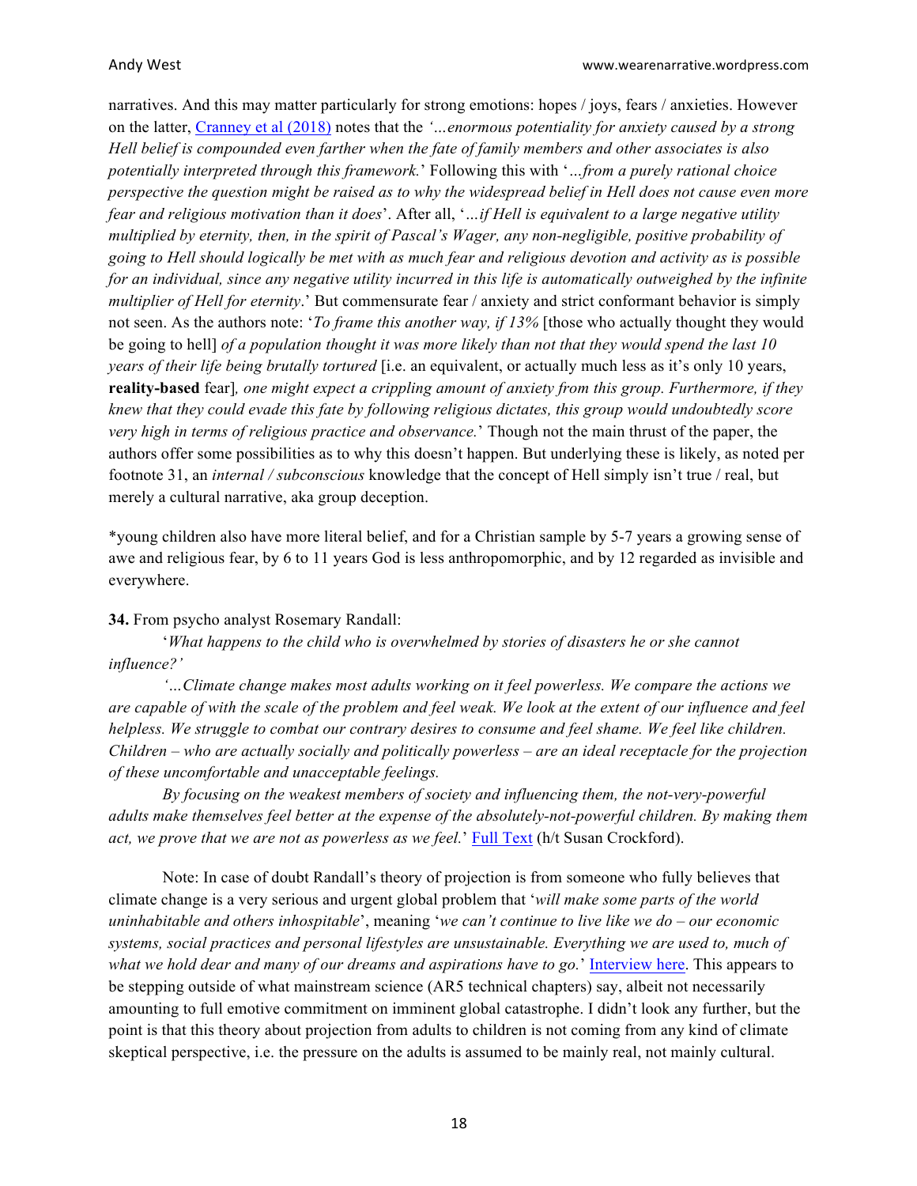narratives. And this may matter particularly for strong emotions: hopes / joys, fears / anxieties. However on the latter, Cranney et al (2018) notes that the *'…enormous potentiality for anxiety caused by a strong Hell belief is compounded even farther when the fate of family members and other associates is also potentially interpreted through this framework.*' Following this with '*…from a purely rational choice perspective the question might be raised as to why the widespread belief in Hell does not cause even more fear and religious motivation than it does*'. After all, '*…if Hell is equivalent to a large negative utility multiplied by eternity, then, in the spirit of Pascal's Wager, any non-negligible, positive probability of going to Hell should logically be met with as much fear and religious devotion and activity as is possible for an individual, since any negative utility incurred in this life is automatically outweighed by the infinite multiplier of Hell for eternity*.' But commensurate fear / anxiety and strict conformant behavior is simply not seen. As the authors note: '*To frame this another way, if 13%* [those who actually thought they would be going to hell] *of a population thought it was more likely than not that they would spend the last 10 years of their life being brutally tortured* [i.e. an equivalent, or actually much less as it's only 10 years, **reality-based** fear]*, one might expect a crippling amount of anxiety from this group. Furthermore, if they knew that they could evade this fate by following religious dictates, this group would undoubtedly score very high in terms of religious practice and observance.*' Though not the main thrust of the paper, the authors offer some possibilities as to why this doesn't happen. But underlying these is likely, as noted per footnote 31, an *internal / subconscious* knowledge that the concept of Hell simply isn't true / real, but merely a cultural narrative, aka group deception.

*young children also have more literal belief, and for a Christian sample by 5-7 years a growing sense of awe and religious fear, by 6 to 11 years God is less anthropomorphic, and by 12 regarded as invisible and everywhere.

**34.** From psycho analyst Rosemary Randall:

'*What happens to the child who is overwhelmed by stories of disasters he or she cannot influence?'*

*'…Climate change makes most adults working on it feel powerless. We compare the actions we are capable of with the scale of the problem and feel weak. We look at the extent of our influence and feel helpless. We struggle to combat our contrary desires to consume and feel shame. We feel like children. Children – who are actually socially and politically powerless – are an ideal receptacle for the projection of these uncomfortable and unacceptable feelings.*

*By focusing on the weakest members of society and influencing them, the not-very-powerful adults make themselves feel better at the expense of the absolutely-not-powerful children. By making them act, we prove that we are not as powerless as we feel.*' Full Text (h/t Susan Crockford).

Note: In case of doubt Randall's theory of projection is from someone who fully believes that climate change is a very serious and urgent global problem that '*will make some parts of the world uninhabitable and others inhospitable*', meaning '*we can't continue to live like we do – our economic systems, social practices and personal lifestyles are unsustainable. Everything we are used to, much of what we hold dear and many of our dreams and aspirations have to go.*' Interview here. This appears to be stepping outside of what mainstream science (AR5 technical chapters) say, albeit not necessarily amounting to full emotive commitment on imminent global catastrophe. I didn't look any further, but the point is that this theory about projection from adults to children is not coming from any kind of climate skeptical perspective, i.e. the pressure on the adults is assumed to be mainly real, not mainly cultural.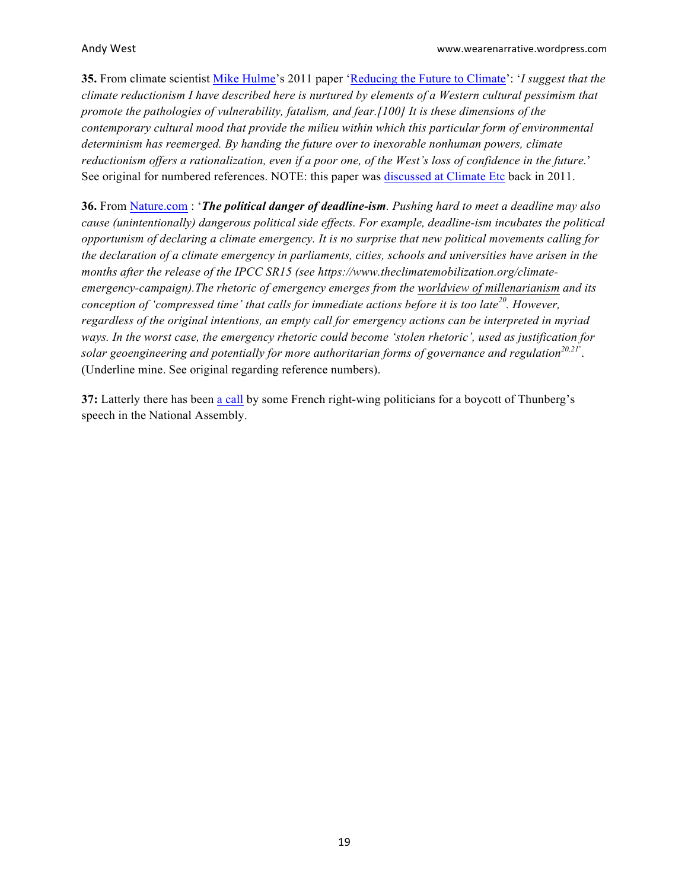**35.** From climate scientist Mike Hulme's 2011 paper 'Reducing the Future to Climate': '*I suggest that the climate reductionism I have described here is nurtured by elements of a Western cultural pessimism that promote the pathologies of vulnerability, fatalism, and fear.[100] It is these dimensions of the contemporary cultural mood that provide the milieu within which this particular form of environmental determinism has reemerged. By handing the future over to inexorable nonhuman powers, climate reductionism offers a rationalization, even if a poor one, of the West's loss of confidence in the future.*' See original for numbered references. NOTE: this paper was discussed at Climate Etc back in 2011.

**36.** From Nature.com : '***The political danger of deadline-ism****. Pushing hard to meet a deadline may also cause (unintentionally) dangerous political side effects. For example, deadline-ism incubates the political opportunism of declaring a climate emergency. It is no surprise that new political movements calling for the declaration of a climate emergency in parliaments, cities, schools and universities have arisen in the months after the release of the IPCC SR15 (see https://www.theclimatemobilization.org/climate-emergency-campaign).The rhetoric of emergency emerges from the worldview of millenarianism and its conception of 'compressed time' that calls for immediate actions before it is too late[20]. However, regardless of the original intentions, an empty call for emergency actions can be interpreted in myriad ways. In the worst case, the emergency rhetoric could become 'stolen rhetoric', used as justification for solar geoengineering and potentially for more authoritarian forms of governance and regulation[20,21]*'. (Underline mine. See original regarding reference numbers).

**37:** Latterly there has been a call by some French right-wing politicians for a boycott of Thunberg's speech in the National Assembly.